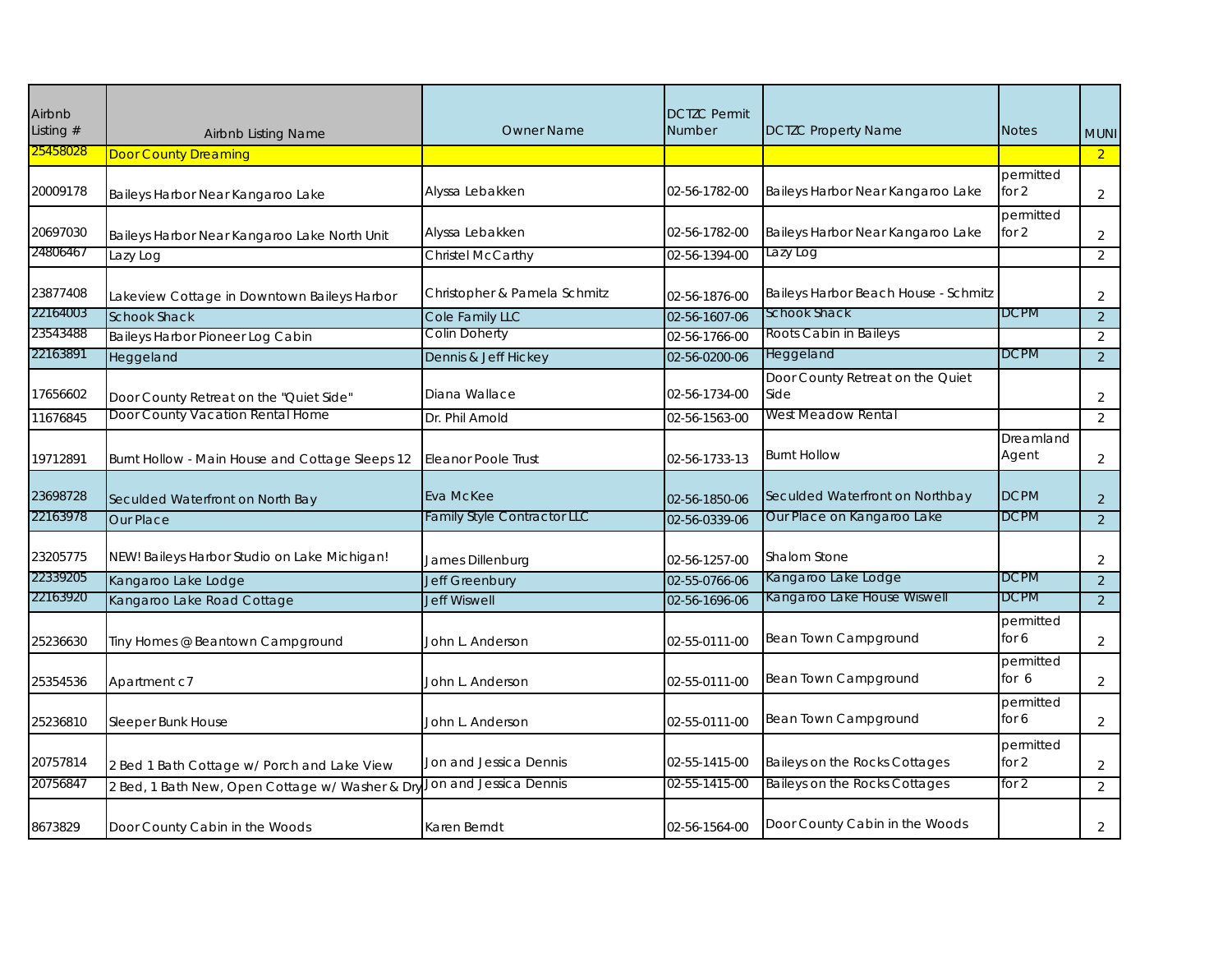| Airbnb Listing # | Airbnb Listing Name | Owner Name | DCTZC Permit Number | DCTZC Property Name | Notes | MUNI |
|---|---|---|---|---|---|---|
| 25458028 | Door County Dreaming | | | | | 2 |
| 20009178 | Baileys Harbor Near Kangaroo Lake | Alyssa Lebakken | 02-56-1782-00 | Baileys Harbor Near Kangaroo Lake | permitted for 2 | 2 |
| 20697030 | Baileys Harbor Near Kangaroo Lake North Unit | Alyssa Lebakken | 02-56-1782-00 | Baileys Harbor Near Kangaroo Lake | permitted for 2 | 2 |
| 24806467 | Lazy Log | Christel McCarthy | 02-56-1394-00 | Lazy Log | | 2 |
| 23877408 | Lakeview Cottage in Downtown Baileys Harbor | Christopher & Pamela Schmitz | 02-56-1876-00 | Baileys Harbor Beach House - Schmitz | | 2 |
| 22164003 | Schook Shack | Cole Family LLC | 02-56-1607-06 | Schook Shack | DCPM | 2 |
| 23543488 | Baileys Harbor Pioneer Log Cabin | Colin Doherty | 02-56-1766-00 | Roots Cabin in Baileys | | 2 |
| 22163891 | Heggeland | Dennis & Jeff Hickey | 02-56-0200-06 | Heggeland | DCPM | 2 |
| 17656602 | Door County Retreat on the "Quiet Side" | Diana Wallace | 02-56-1734-00 | Door County Retreat on the Quiet Side | | 2 |
| 11676845 | Door County Vacation Rental Home | Dr. Phil Arnold | 02-56-1563-00 | West Meadow Rental | | 2 |
| 19712891 | Burnt Hollow - Main House and Cottage Sleeps 12 | Eleanor Poole Trust | 02-56-1733-13 | Burnt Hollow | Dreamland Agent | 2 |
| 23698728 | Seculded Waterfront on North Bay | Eva McKee | 02-56-1850-06 | Seculded Waterfront on Northbay | DCPM | 2 |
| 22163978 | Our Place | Family Style Contractor LLC | 02-56-0339-06 | Our Place on Kangaroo Lake | DCPM | 2 |
| 23205775 | NEW! Baileys Harbor Studio on Lake Michigan! | James Dillenburg | 02-56-1257-00 | Shalom Stone | | 2 |
| 22339205 | Kangaroo Lake Lodge | Jeff Greenbury | 02-55-0766-06 | Kangaroo Lake Lodge | DCPM | 2 |
| 22163920 | Kangaroo Lake Road Cottage | Jeff Wiswell | 02-56-1696-06 | Kangaroo Lake House Wiswell | DCPM | 2 |
| 25236630 | Tiny Homes @ Beantown Campground | John L. Anderson | 02-55-0111-00 | Bean Town Campground | permitted for 6 | 2 |
| 25354536 | Apartment c7 | John L. Anderson | 02-55-0111-00 | Bean Town Campground | permitted for 6 | 2 |
| 25236810 | Sleeper Bunk House | John L. Anderson | 02-55-0111-00 | Bean Town Campground | permitted for 6 | 2 |
| 20757814 | 2 Bed 1 Bath Cottage w/ Porch and Lake View | Jon and Jessica Dennis | 02-55-1415-00 | Baileys on the Rocks Cottages | permitted for 2 | 2 |
| 20756847 | 2 Bed, 1 Bath New, Open Cottage w/ Washer & Dry | Jon and Jessica Dennis | 02-55-1415-00 | Baileys on the Rocks Cottages | for 2 | 2 |
| 8673829 | Door County Cabin in the Woods | Karen Berndt | 02-56-1564-00 | Door County Cabin in the Woods | | 2 |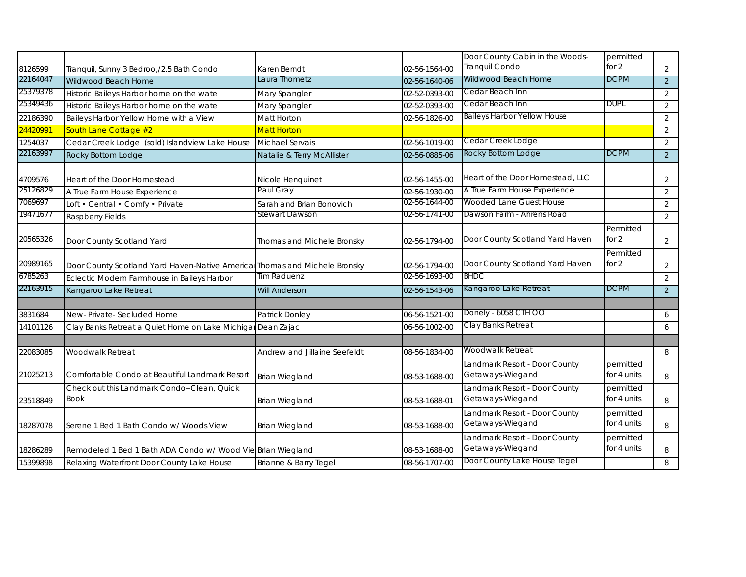| | | | | | | |
|---|---|---|---|---|---|---|
| 8126599 | Tranquil, Sunny 3 Bedroo,/2.5 Bath Condo | Karen Berndt | 02-56-1564-00 | Door County Cabin in the Woods-Tranquil Condo | permitted for 2 | 2 |
| 22164047 | Wildwood Beach Home | Laura Thometz | 02-56-1640-06 | Wildwood Beach Home | DCPM | 2 |
| 25379378 | Historic Baileys Harbor home on the wate | Mary Spangler | 02-52-0393-00 | Cedar Beach Inn | | 2 |
| 25349436 | Historic Baileys Harbor home on the wate | Mary Spangler | 02-52-0393-00 | Cedar Beach Inn | DUPL | 2 |
| 22186390 | Baileys Harbor Yellow Home with a View | Matt Horton | 02-56-1826-00 | Baileys Harbor Yellow House | | 2 |
| 24420991 | South Lane Cottage #2 | Matt Horton | | | | 2 |
| 1254037 | Cedar Creek Lodge (sold) Islandview Lake House | Michael Servais | 02-56-1019-00 | Cedar Creek Lodge | | 2 |
| 22163997 | Rocky Bottom Lodge | Natalie & Terry McAllister | 02-56-0885-06 | Rocky Bottom Lodge | DCPM | 2 |
| 4709576 | Heart of the Door Homestead | Nicole Henquinet | 02-56-1455-00 | Heart of the Door Homestead, LLC | | 2 |
| 25126829 | A True Farm House Experience | Paul Gray | 02-56-1930-00 | A True Farm House Experience | | 2 |
| 7069697 | Loft • Central • Comfy • Private | Sarah and Brian Bonovich | 02-56-1644-00 | Wooded Lane Guest House | | 2 |
| 19471677 | Raspberry Fields | Stewart Dawson | 02-56-1741-00 | Dawson Farm - Ahrens Road | | 2 |
| 20565326 | Door County Scotland Yard | Thomas and Michele Bronsky | 02-56-1794-00 | Door County Scotland Yard Haven | Permitted for 2 | 2 |
| 20989165 | Door County Scotland Yard Haven-Native Americar | Thomas and Michele Bronsky | 02-56-1794-00 | Door County Scotland Yard Haven | Permitted for 2 | 2 |
| 6785263 | Eclectic Modern Farmhouse in Baileys Harbor | Tim Raduenz | 02-56-1693-00 | BHDC | | 2 |
| 22163915 | Kangaroo Lake Retreat | Will Anderson | 02-56-1543-06 | Kangaroo Lake Retreat | DCPM | 2 |
| | | | | | | |
| 3831684 | New- Private- Secluded Home | Patrick Donley | 06-56-1521-00 | Donely - 6058 CTH OO | | 6 |
| 14101126 | Clay Banks Retreat a Quiet Home on Lake Michigar | Dean Zajac | 06-56-1002-00 | Clay Banks Retreat | | 6 |
| | | | | | | |
| 22083085 | Woodwalk Retreat | Andrew and Jillaine Seefeldt | 08-56-1834-00 | Woodwalk Retreat | | 8 |
| 21025213 | Comfortable Condo at Beautiful Landmark Resort | Brian Wiegland | 08-53-1688-00 | Landmark Resort - Door County Getaways-Wiegand | permitted for 4 units | 8 |
| 23518849 | Check out this Landmark Condo--Clean, Quick Book | Brian Wiegland | 08-53-1688-01 | Landmark Resort - Door County Getaways-Wiegand | permitted for 4 units | 8 |
| 18287078 | Serene 1 Bed 1 Bath Condo w/ Woods View | Brian Wiegland | 08-53-1688-00 | Landmark Resort - Door County Getaways-Wiegand | permitted for 4 units | 8 |
| 18286289 | Remodeled 1 Bed 1 Bath ADA Condo w/ Wood Vie | Brian Wiegland | 08-53-1688-00 | Landmark Resort - Door County Getaways-Wiegand | permitted for 4 units | 8 |
| 15399898 | Relaxing Waterfront Door County Lake House | Brianne & Barry Tegel | 08-56-1707-00 | Door County Lake House Tegel | | 8 |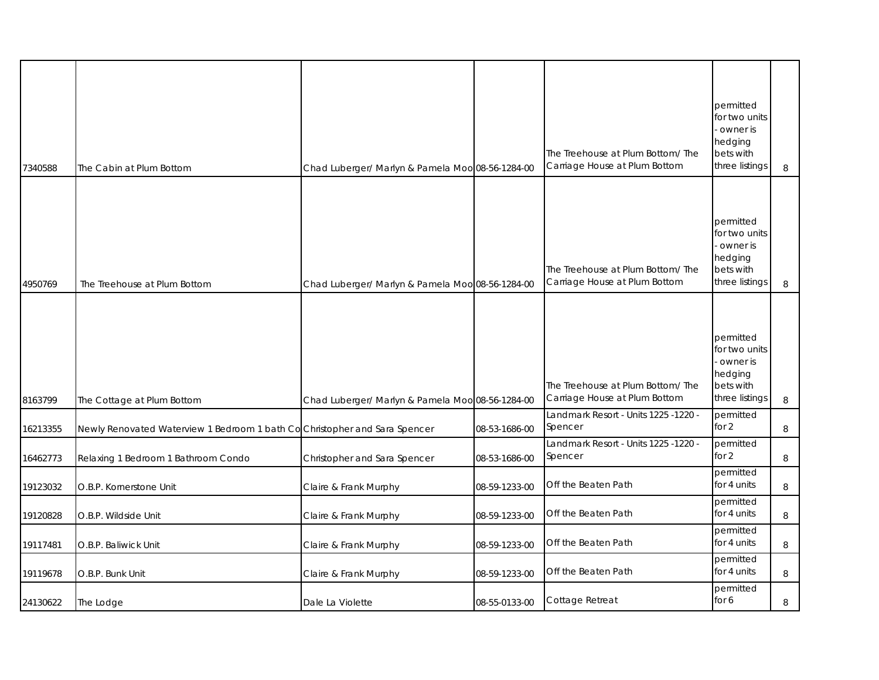| | | | | | | |
|---|---|---|---|---|---|---|
| 7340588 | The Cabin at Plum Bottom | Chad Luberger/ Marlyn & Pamela Moo | 08-56-1284-00 | The Treehouse at Plum Bottom/ The Carriage House at Plum Bottom | permitted for two units - owner is hedging bets with three listings | 8 |
| 4950769 | The Treehouse at Plum Bottom | Chad Luberger/ Marlyn & Pamela Moo | 08-56-1284-00 | The Treehouse at Plum Bottom/ The Carriage House at Plum Bottom | permitted for two units - owner is hedging bets with three listings | 8 |
| 8163799 | The Cottage at Plum Bottom | Chad Luberger/ Marlyn & Pamela Moo | 08-56-1284-00 | The Treehouse at Plum Bottom/ The Carriage House at Plum Bottom | permitted for two units - owner is hedging bets with three listings | 8 |
| 16213355 | Newly Renovated Waterview 1 Bedroom 1 bath Co | Christopher and Sara Spencer | 08-53-1686-00 | Landmark Resort - Units 1225 -1220 - Spencer | permitted for 2 | 8 |
| 16462773 | Relaxing 1 Bedroom 1 Bathroom Condo | Christopher and Sara Spencer | 08-53-1686-00 | Landmark Resort - Units 1225 -1220 - Spencer | permitted for 2 | 8 |
| 19123032 | O.B.P. Kornerstone Unit | Claire & Frank Murphy | 08-59-1233-00 | Off the Beaten Path | permitted for 4 units | 8 |
| 19120828 | O.B.P. Wildside Unit | Claire & Frank Murphy | 08-59-1233-00 | Off the Beaten Path | permitted for 4 units | 8 |
| 19117481 | O.B.P. Baliwick Unit | Claire & Frank Murphy | 08-59-1233-00 | Off the Beaten Path | permitted for 4 units | 8 |
| 19119678 | O.B.P. Bunk Unit | Claire & Frank Murphy | 08-59-1233-00 | Off the Beaten Path | permitted for 4 units | 8 |
| 24130622 | The Lodge | Dale La Violette | 08-55-0133-00 | Cottage Retreat | permitted for 6 | 8 |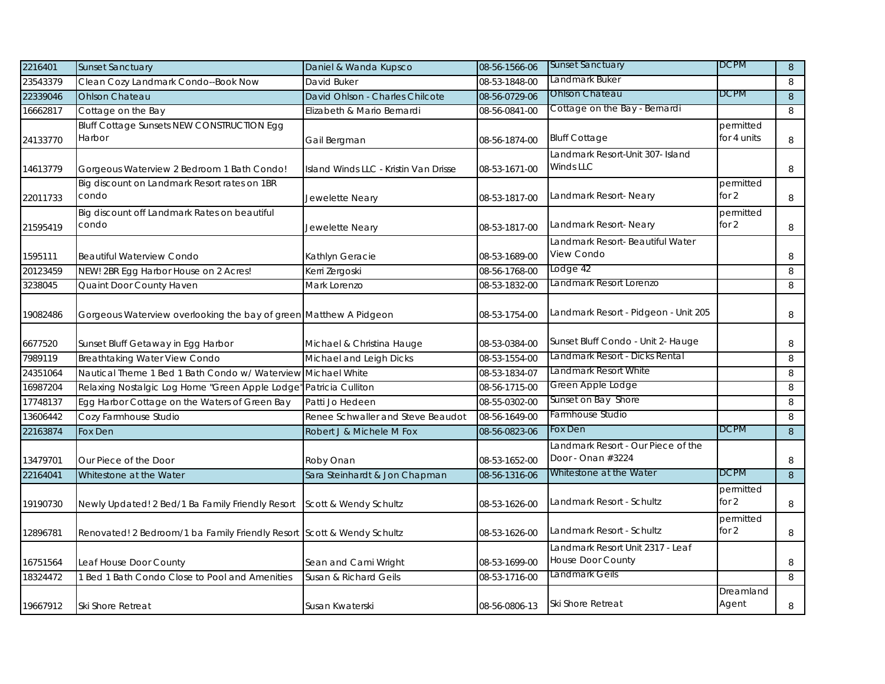| | | | | | | |
|---|---|---|---|---|---|---|
| 2216401 | Sunset Sanctuary | Daniel & Wanda Kupsco | 08-56-1566-06 | Sunset Sanctuary | DCPM | 8 |
| 23543379 | Clean Cozy Landmark Condo--Book Now | David Buker | 08-53-1848-00 | Landmark Buker | | 8 |
| 22339046 | Ohlson Chateau | David Ohlson - Charles Chilcote | 08-56-0729-06 | Ohlson Chateau | DCPM | 8 |
| 16662817 | Cottage on the Bay | Elizabeth & Mario Bernardi | 08-56-0841-00 | Cottage on the Bay - Bernardi | | 8 |
| 24133770 | Bluff Cottage Sunsets NEW CONSTRUCTION Egg Harbor | Gail Bergman | 08-56-1874-00 | Bluff Cottage | permitted for 4 units | 8 |
| 14613779 | Gorgeous Waterview 2 Bedroom 1 Bath Condo! | Island Winds LLC - Kristin Van Drisse | 08-53-1671-00 | Landmark Resort-Unit 307- Island Winds LLC | | 8 |
| 22011733 | Big discount on Landmark Resort rates on 1BR condo | Jewelette Neary | 08-53-1817-00 | Landmark Resort- Neary | permitted for 2 | 8 |
| 21595419 | Big discount off Landmark Rates on beautiful condo | Jewelette Neary | 08-53-1817-00 | Landmark Resort- Neary | permitted for 2 | 8 |
| 1595111 | Beautiful Waterview Condo | Kathlyn Geracie | 08-53-1689-00 | Landmark Resort- Beautiful Water View Condo | | 8 |
| 20123459 | NEW! 2BR Egg Harbor House on 2 Acres! | Kerri Zergoski | 08-56-1768-00 | Lodge 42 | | 8 |
| 3238045 | Quaint Door County Haven | Mark Lorenzo | 08-53-1832-00 | Landmark Resort Lorenzo | | 8 |
| 19082486 | Gorgeous Waterview overlooking the bay of green | Matthew A Pidgeon | 08-53-1754-00 | Landmark Resort - Pidgeon - Unit 205 | | 8 |
| 6677520 | Sunset Bluff Getaway in Egg Harbor | Michael & Christina Hauge | 08-53-0384-00 | Sunset Bluff Condo - Unit 2- Hauge | | 8 |
| 7989119 | Breathtaking Water View Condo | Michael and Leigh Dicks | 08-53-1554-00 | Landmark Resort - Dicks Rental | | 8 |
| 24351064 | Nautical Theme 1 Bed 1 Bath Condo w/ Waterview | Michael White | 08-53-1834-07 | Landmark Resort White | | 8 |
| 16987204 | Relaxing Nostalgic Log Home "Green Apple Lodge" | Patricia Culliton | 08-56-1715-00 | Green Apple Lodge | | 8 |
| 17748137 | Egg Harbor Cottage on the Waters of Green Bay | Patti Jo Hedeen | 08-55-0302-00 | Sunset on Bay Shore | | 8 |
| 13606442 | Cozy Farmhouse Studio | Renee Schwaller and Steve Beaudot | 08-56-1649-00 | Farmhouse Studio | | 8 |
| 22163874 | Fox Den | Robert J & Michele M Fox | 08-56-0823-06 | Fox Den | DCPM | 8 |
| 13479701 | Our Piece of the Door | Roby Onan | 08-53-1652-00 | Landmark Resort - Our Piece of the Door - Onan #3224 | | 8 |
| 22164041 | Whitestone at the Water | Sara Steinhardt & Jon Chapman | 08-56-1316-06 | Whitestone at the Water | DCPM | 8 |
| 19190730 | Newly Updated! 2 Bed/1 Ba Family Friendly Resort | Scott & Wendy Schultz | 08-53-1626-00 | Landmark Resort - Schultz | permitted for 2 | 8 |
| 12896781 | Renovated! 2 Bedroom/1 ba Family Friendly Resort | Scott & Wendy Schultz | 08-53-1626-00 | Landmark Resort - Schultz | permitted for 2 | 8 |
| 16751564 | Leaf House Door County | Sean and Cami Wright | 08-53-1699-00 | Landmark Resort Unit 2317 - Leaf House Door County | | 8 |
| 18324472 | 1 Bed 1 Bath Condo Close to Pool and Amenities | Susan & Richard Geils | 08-53-1716-00 | Landmark Geils | | 8 |
| 19667912 | Ski Shore Retreat | Susan Kwaterski | 08-56-0806-13 | Ski Shore Retreat | Dreamland Agent | 8 |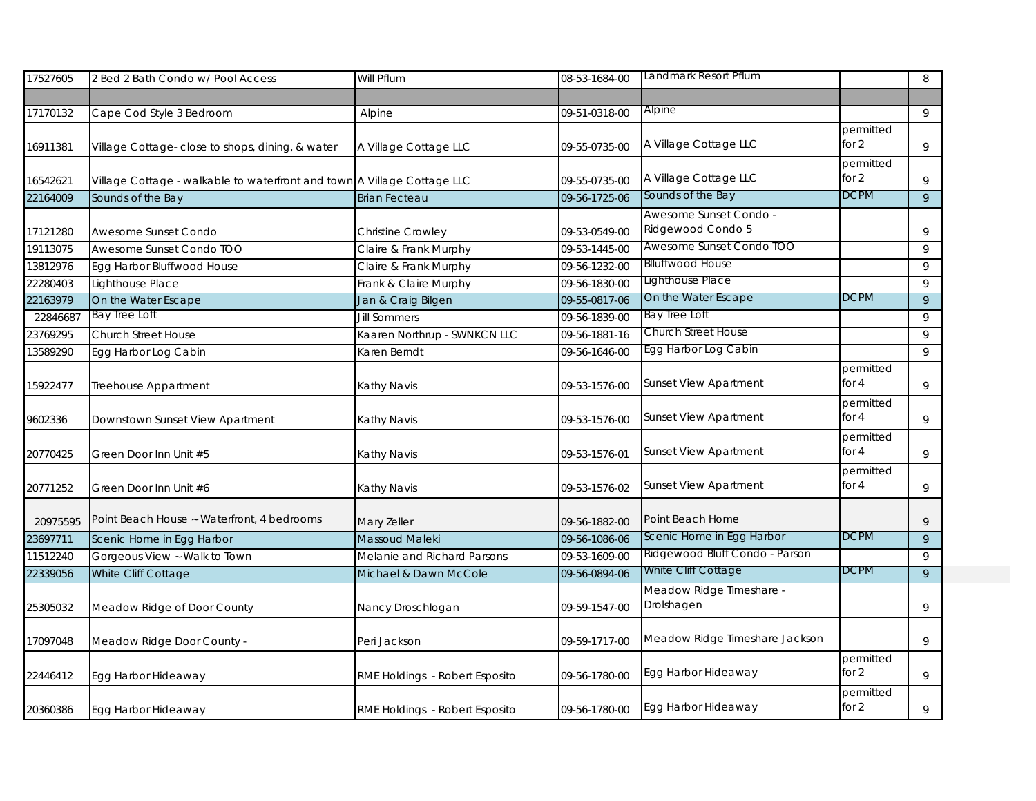| | | | | | | |
|---|---|---|---|---|---|---|
| 17527605 | 2 Bed 2 Bath Condo w/ Pool Access | Will Pflum | 08-53-1684-00 | Landmark Resort Pflum | | 8 |
| | | | | | | |
| 17170132 | Cape Cod Style 3 Bedroom | Alpine | 09-51-0318-00 | Alpine | | 9 |
| 16911381 | Village Cottage- close to shops, dining, & water | A Village Cottage LLC | 09-55-0735-00 | A Village Cottage LLC | permitted for 2 | 9 |
| 16542621 | Village Cottage - walkable to waterfront and town | A Village Cottage LLC | 09-55-0735-00 | A Village Cottage LLC | permitted for 2 | 9 |
| 22164009 | Sounds of the Bay | Brian Fecteau | 09-56-1725-06 | Sounds of the Bay | DCPM | 9 |
| 17121280 | Awesome Sunset Condo | Christine Crowley | 09-53-0549-00 | Awesome Sunset Condo - Ridgewood Condo 5 | | 9 |
| 19113075 | Awesome Sunset Condo TOO | Claire & Frank Murphy | 09-53-1445-00 | Awesome Sunset Condo TOO | | 9 |
| 13812976 | Egg Harbor Bluffwood House | Claire & Frank Murphy | 09-56-1232-00 | Blluffwood House | | 9 |
| 22280403 | Lighthouse Place | Frank & Claire Murphy | 09-56-1830-00 | Lighthouse Place | | 9 |
| 22163979 | On the Water Escape | Jan & Craig Bilgen | 09-55-0817-06 | On the Water Escape | DCPM | 9 |
| 22846687 | Bay Tree Loft | Jill Sommers | 09-56-1839-00 | Bay Tree Loft | | 9 |
| 23769295 | Church Street House | Kaaren Northrup - SWNKCN LLC | 09-56-1881-16 | Church Street House | | 9 |
| 13589290 | Egg Harbor Log Cabin | Karen Berndt | 09-56-1646-00 | Egg Harbor Log Cabin | | 9 |
| 15922477 | Treehouse Appartment | Kathy Navis | 09-53-1576-00 | Sunset View Apartment | permitted for 4 | 9 |
| 9602336 | Downtown Sunset View Apartment | Kathy Navis | 09-53-1576-00 | Sunset View Apartment | permitted for 4 | 9 |
| 20770425 | Green Door Inn Unit #5 | Kathy Navis | 09-53-1576-01 | Sunset View Apartment | permitted for 4 | 9 |
| 20771252 | Green Door Inn Unit #6 | Kathy Navis | 09-53-1576-02 | Sunset View Apartment | permitted for 4 | 9 |
| 20975595 | Point Beach House ~ Waterfront, 4 bedrooms | Mary Zeller | 09-56-1882-00 | Point Beach Home | | 9 |
| 23697711 | Scenic Home in Egg Harbor | Massoud Maleki | 09-56-1086-06 | Scenic Home in Egg Harbor | DCPM | 9 |
| 11512240 | Gorgeous View ~ Walk to Town | Melanie and Richard Parsons | 09-53-1609-00 | Ridgewood Bluff Condo - Parson | | 9 |
| 22339056 | White Cliff Cottage | Michael & Dawn McCole | 09-56-0894-06 | White Cliff Cottage | DCPM | 9 |
| 25305032 | Meadow Ridge of Door County | Nancy Droschlogan | 09-59-1547-00 | Meadow Ridge Timeshare - Drolshagen | | 9 |
| 17097048 | Meadow Ridge Door County - | Peri Jackson | 09-59-1717-00 | Meadow Ridge Timeshare Jackson | | 9 |
| 22446412 | Egg Harbor Hideaway | RME Holdings - Robert Esposito | 09-56-1780-00 | Egg Harbor Hideaway | permitted for 2 | 9 |
| 20360386 | Egg Harbor Hideaway | RME Holdings - Robert Esposito | 09-56-1780-00 | Egg Harbor Hideaway | permitted for 2 | 9 |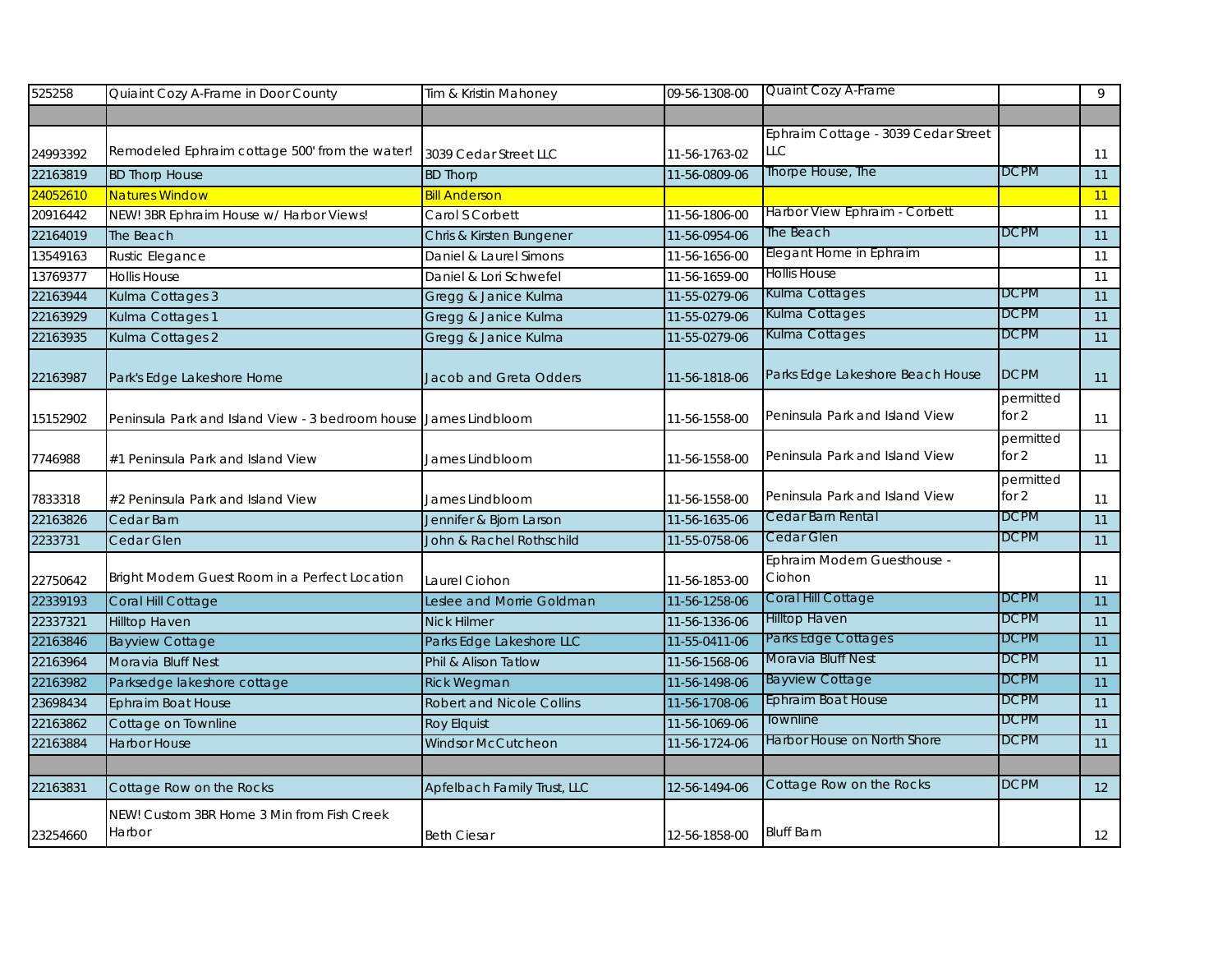| 525258 | Quiaint Cozy A-Frame in Door County | Tim & Kristin Mahoney | 09-56-1308-00 | Quaint Cozy A-Frame | | 9 |
|---|---|---|---|---|---|---|
| | | | | | | |
| 24993392 | Remodeled Ephraim cottage 500' from the water! | 3039 Cedar Street LLC | 11-56-1763-02 | Ephraim Cottage - 3039 Cedar Street LLC | | 11 |
| 22163819 | BD Thorp House | BD Thorp | 11-56-0809-06 | Thorpe House, The | DCPM | 11 |
| 24052610 | Natures Window | Bill Anderson | | | | 11 |
| 20916442 | NEW! 3BR Ephraim House w/ Harbor Views! | Carol S Corbett | 11-56-1806-00 | Harbor View Ephraim - Corbett | | 11 |
| 22164019 | The Beach | Chris & Kirsten Bungener | 11-56-0954-06 | The Beach | DCPM | 11 |
| 13549163 | Rustic Elegance | Daniel & Laurel Simons | 11-56-1656-00 | Elegant Home in Ephraim | | 11 |
| 13769377 | Hollis House | Daniel & Lori Schwefel | 11-56-1659-00 | Hollis House | | 11 |
| 22163944 | Kulma Cottages 3 | Gregg & Janice Kulma | 11-55-0279-06 | Kulma Cottages | DCPM | 11 |
| 22163929 | Kulma Cottages 1 | Gregg & Janice Kulma | 11-55-0279-06 | Kulma Cottages | DCPM | 11 |
| 22163935 | Kulma Cottages 2 | Gregg & Janice Kulma | 11-55-0279-06 | Kulma Cottages | DCPM | 11 |
| 22163987 | Park's Edge Lakeshore Home | Jacob and Greta Odders | 11-56-1818-06 | Parks Edge Lakeshore Beach House | DCPM | 11 |
| 15152902 | Peninsula Park and Island View - 3 bedroom house | James Lindbloom | 11-56-1558-00 | Peninsula Park and Island View | permitted for 2 | 11 |
| 7746988 | #1 Peninsula Park and Island View | James Lindbloom | 11-56-1558-00 | Peninsula Park and Island View | permitted for 2 | 11 |
| 7833318 | #2 Peninsula Park and Island View | James Lindbloom | 11-56-1558-00 | Peninsula Park and Island View | permitted for 2 | 11 |
| 22163826 | Cedar Barn | Jennifer & Bjorn Larson | 11-56-1635-06 | Cedar Barn Rental | DCPM | 11 |
| 2233731 | Cedar Glen | John & Rachel Rothschild | 11-55-0758-06 | Cedar Glen | DCPM | 11 |
| 22750642 | Bright Modern Guest Room in a Perfect Location | Laurel Ciohon | 11-56-1853-00 | Ephraim Modern Guesthouse - Ciohon | | 11 |
| 22339193 | Coral Hill Cottage | Leslee and Morrie Goldman | 11-56-1258-06 | Coral Hill Cottage | DCPM | 11 |
| 22337321 | Hilltop Haven | Nick Hilmer | 11-56-1336-06 | Hilltop Haven | DCPM | 11 |
| 22163846 | Bayview Cottage | Parks Edge Lakeshore LLC | 11-55-0411-06 | Parks Edge Cottages | DCPM | 11 |
| 22163964 | Moravia Bluff Nest | Phil & Alison Tatlow | 11-56-1568-06 | Moravia Bluff Nest | DCPM | 11 |
| 22163982 | Parksedge lakeshore cottage | Rick Wegman | 11-56-1498-06 | Bayview Cottage | DCPM | 11 |
| 23698434 | Ephraim Boat House | Robert and Nicole Collins | 11-56-1708-06 | Ephraim Boat House | DCPM | 11 |
| 22163862 | Cottage on Townline | Roy Elquist | 11-56-1069-06 | Townline | DCPM | 11 |
| 22163884 | Harbor House | Windsor McCutcheon | 11-56-1724-06 | Harbor House on North Shore | DCPM | 11 |
| | | | | | | |
| 22163831 | Cottage Row on the Rocks | Apfelbach Family Trust, LLC | 12-56-1494-06 | Cottage Row on the Rocks | DCPM | 12 |
| 23254660 | NEW! Custom 3BR Home 3 Min from Fish Creek Harbor | Beth Ciesar | 12-56-1858-00 | Bluff Barn | | 12 |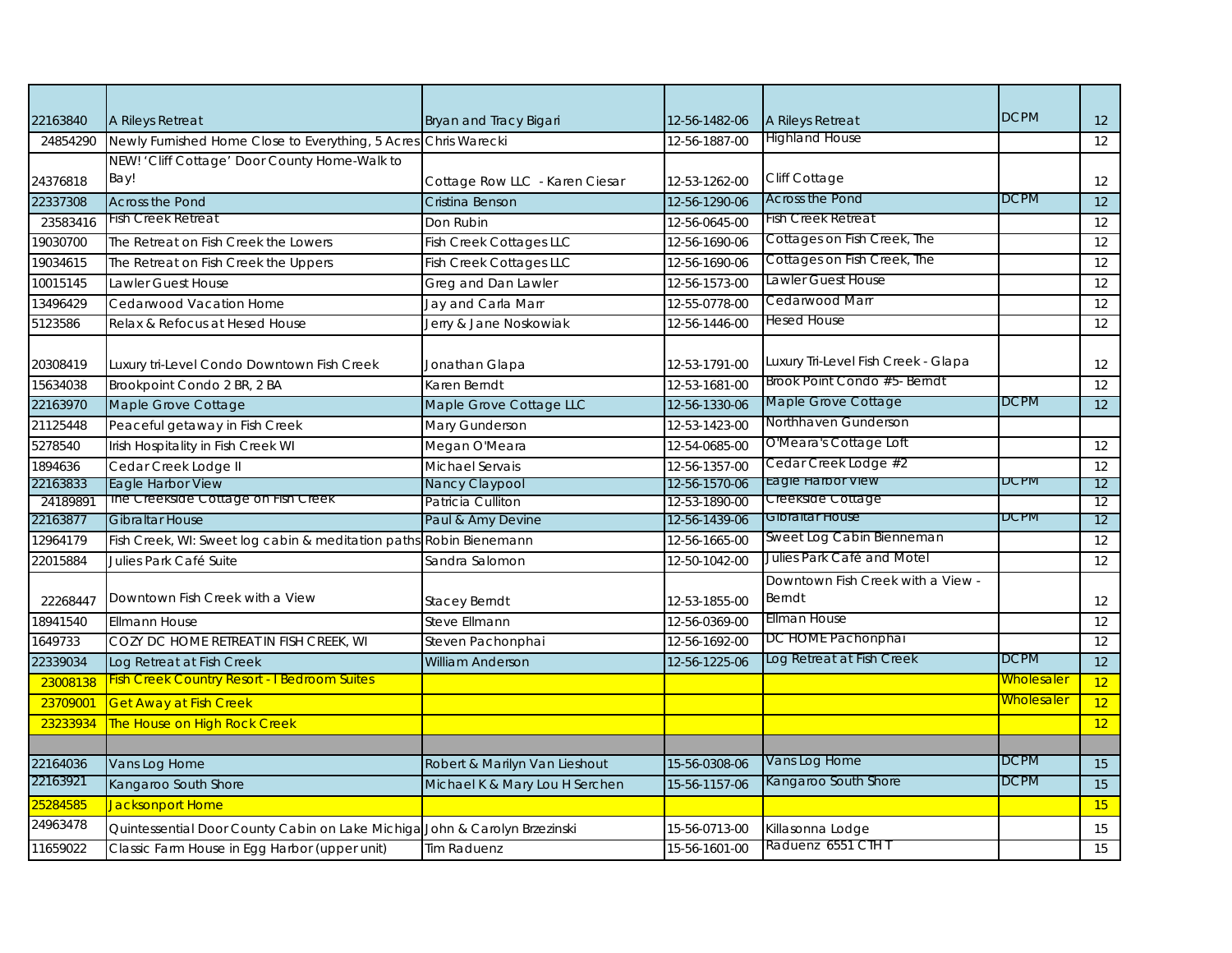| | | | | | | |
|---|---|---|---|---|---|---|
| 22163840 | A Rileys Retreat | Bryan and Tracy Bigari | 12-56-1482-06 | A Rileys Retreat | DCPM | 12 |
| 24854290 | Newly Furnished Home Close to Everything, 5 Acres | Chris Warecki | 12-56-1887-00 | Highland House | | 12 |
| 24376818 | NEW! 'Cliff Cottage' Door County Home-Walk to Bay! | Cottage Row LLC - Karen Ciesar | 12-53-1262-00 | Cliff Cottage | | 12 |
| 22337308 | Across the Pond | Cristina Benson | 12-56-1290-06 | Across the Pond | DCPM | 12 |
| 23583416 | Fish Creek Retreat | Don Rubin | 12-56-0645-00 | Fish Creek Retreat | | 12 |
| 19030700 | The Retreat on Fish Creek the Lowers | Fish Creek Cottages LLC | 12-56-1690-06 | Cottages on Fish Creek, The | | 12 |
| 19034615 | The Retreat on Fish Creek the Uppers | Fish Creek Cottages LLC | 12-56-1690-06 | Cottages on Fish Creek, The | | 12 |
| 10015145 | Lawler Guest House | Greg and Dan Lawler | 12-56-1573-00 | Lawler Guest House | | 12 |
| 13496429 | Cedarwood Vacation Home | Jay and Carla Marr | 12-55-0778-00 | Cedarwood Marr | | 12 |
| 5123586 | Relax & Refocus at Hesed House | Jerry & Jane Noskowiak | 12-56-1446-00 | Hesed House | | 12 |
| 20308419 | Luxury tri-Level Condo Downtown Fish Creek | Jonathan Glapa | 12-53-1791-00 | Luxury Tri-Level Fish Creek - Glapa | | 12 |
| 15634038 | Brookpoint Condo 2 BR, 2 BA | Karen Berndt | 12-53-1681-00 | Brook Point Condo #5- Berndt | | 12 |
| 22163970 | Maple Grove Cottage | Maple Grove Cottage LLC | 12-56-1330-06 | Maple Grove Cottage | DCPM | 12 |
| 21125448 | Peaceful getaway in Fish Creek | Mary Gunderson | 12-53-1423-00 | Northhaven Gunderson | | |
| 5278540 | Irish Hospitality in Fish Creek WI | Megan O'Meara | 12-54-0685-00 | O'Meara's Cottage Loft | | 12 |
| 1894636 | Cedar Creek Lodge II | Michael Servais | 12-56-1357-00 | Cedar Creek Lodge #2 | | 12 |
| 22163833 | Eagle Harbor View | Nancy Claypool | 12-56-1570-06 | Eagle Harbor View | DCPM | 12 |
| 24189891 | The Creekside Cottage on Fish Creek | Patricia Culliton | 12-53-1890-00 | Creekside Cottage | | 12 |
| 22163877 | Gibraltar House | Paul & Amy Devine | 12-56-1439-06 | Gibraltar House | DCPM | 12 |
| 12964179 | Fish Creek, WI: Sweet log cabin & meditation paths | Robin Bienemann | 12-56-1665-00 | Sweet Log Cabin Bienneman | | 12 |
| 22015884 | Julies Park Café Suite | Sandra Salomon | 12-50-1042-00 | Julies Park Café and Motel | | 12 |
| 22268447 | Downtown Fish Creek with a View | Stacey Berndt | 12-53-1855-00 | Downtown Fish Creek with a View - Berndt | | 12 |
| 18941540 | Ellmann House | Steve Ellmann | 12-56-0369-00 | Ellman House | | 12 |
| 1649733 | COZY DC HOME RETREAT IN FISH CREEK, WI | Steven Pachonphai | 12-56-1692-00 | DC HOME Pachonphai | | 12 |
| 22339034 | Log Retreat at Fish Creek | William Anderson | 12-56-1225-06 | Log Retreat at Fish Creek | DCPM | 12 |
| 23008138 | Fish Creek Country Resort - I Bedroom Suites | | | | Wholesaler | 12 |
| 23709001 | Get Away at Fish Creek | | | | Wholesaler | 12 |
| 23233934 | The House on High Rock Creek | | | | | 12 |
| | | | | | | |
| 22164036 | Vans Log Home | Robert & Marilyn Van Lieshout | 15-56-0308-06 | Vans Log Home | DCPM | 15 |
| 22163921 | Kangaroo South Shore | Michael K & Mary Lou H Serchen | 15-56-1157-06 | Kangaroo South Shore | DCPM | 15 |
| 25284585 | Jacksonport Home | | | | | 15 |
| 24963478 | Quintessential Door County Cabin on Lake Michiga | John & Carolyn Brzezinski | 15-56-0713-00 | Killasonna Lodge | | 15 |
| 11659022 | Classic Farm House in Egg Harbor (upper unit) | Tim Raduenz | 15-56-1601-00 | Raduenz 6551 CTH T | | 15 |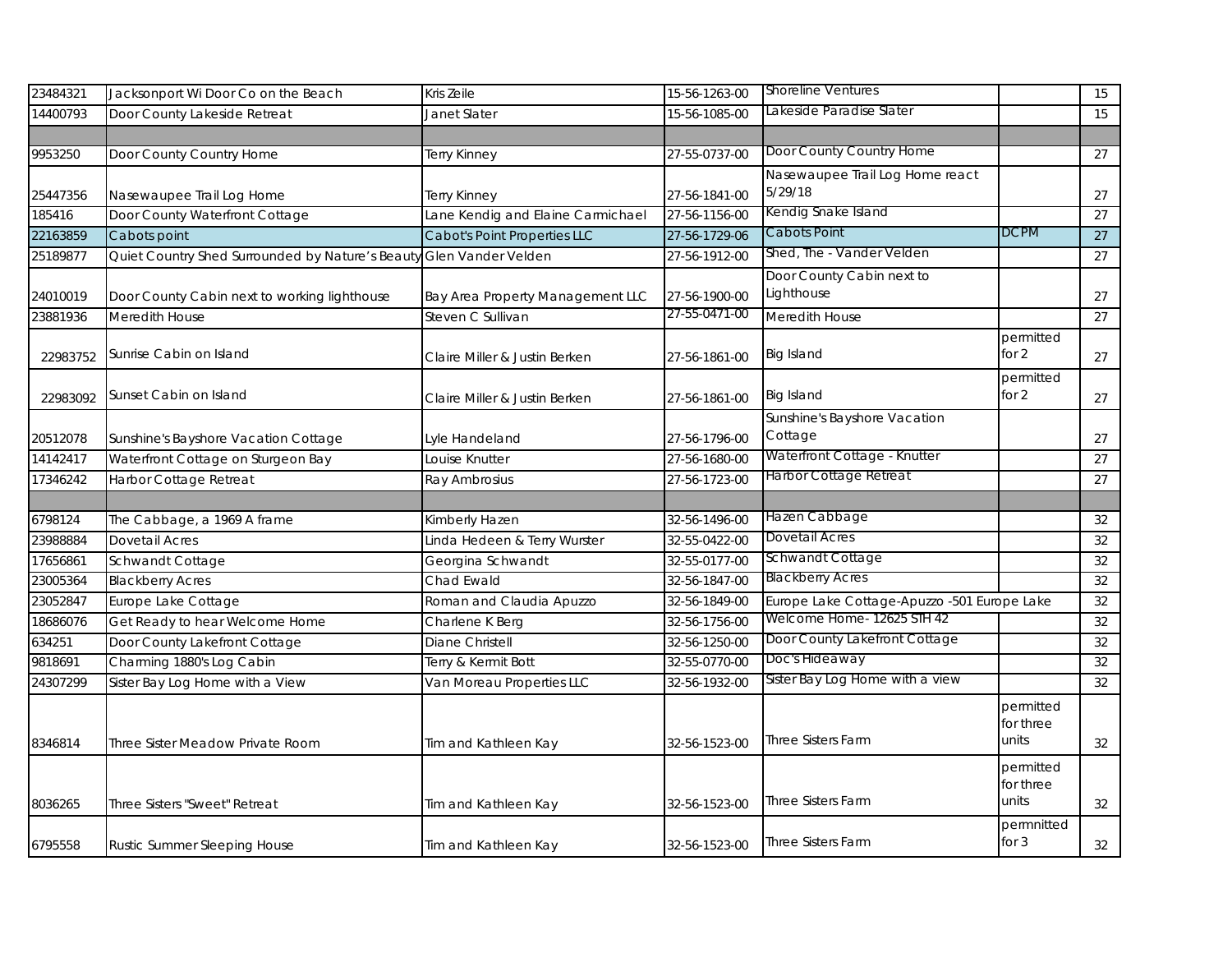| | | | | | | |
|---|---|---|---|---|---|---|
| 23484321 | Jacksonport Wi Door Co on the Beach | Kris Zeile | 15-56-1263-00 | Shoreline Ventures | | 15 |
| 14400793 | Door County Lakeside Retreat | Janet Slater | 15-56-1085-00 | Lakeside Paradise Slater | | 15 |
| | | | | | | |
| 9953250 | Door County Country Home | Terry Kinney | 27-55-0737-00 | Door County Country Home | | 27 |
| 25447356 | Nasewaupee Trail Log Home | Terry Kinney | 27-56-1841-00 | Nasewaupee Trail Log Home react 5/29/18 | | 27 |
| 185416 | Door County Waterfront Cottage | Lane Kendig and Elaine Carmichael | 27-56-1156-00 | Kendig Snake Island | | 27 |
| 22163859 | Cabots point | Cabot's Point Properties LLC | 27-56-1729-06 | Cabots Point | DCPM | 27 |
| 25189877 | Quiet Country Shed Surrounded by Nature's Beauty | Glen Vander Velden | 27-56-1912-00 | Shed, The - Vander Velden | | 27 |
| 24010019 | Door County Cabin next to working lighthouse | Bay Area Property Management LLC | 27-56-1900-00 | Door County Cabin next to Lighthouse | | 27 |
| 23881936 | Meredith House | Steven C Sullivan | 27-55-0471-00 | Meredith House | | 27 |
| 22983752 | Sunrise Cabin on Island | Claire Miller & Justin Berken | 27-56-1861-00 | Big Island | permitted for 2 | 27 |
| 22983092 | Sunset Cabin on Island | Claire Miller & Justin Berken | 27-56-1861-00 | Big Island | permitted for 2 | 27 |
| 20512078 | Sunshine's Bayshore Vacation Cottage | Lyle Handeland | 27-56-1796-00 | Sunshine's Bayshore Vacation Cottage | | 27 |
| 14142417 | Waterfront Cottage on Sturgeon Bay | Louise Knutter | 27-56-1680-00 | Waterfront Cottage - Knutter | | 27 |
| 17346242 | Harbor Cottage Retreat | Ray Ambrosius | 27-56-1723-00 | Harbor Cottage Retreat | | 27 |
| | | | | | | |
| 6798124 | The Cabbage, a 1969 A frame | Kimberly Hazen | 32-56-1496-00 | Hazen Cabbage | | 32 |
| 23988884 | Dovetail Acres | Linda Hedeen & Terry Wurster | 32-55-0422-00 | Dovetail Acres | | 32 |
| 17656861 | Schwandt Cottage | Georgina Schwandt | 32-55-0177-00 | Schwandt Cottage | | 32 |
| 23005364 | Blackberry Acres | Chad Ewald | 32-56-1847-00 | Blackberry Acres | | 32 |
| 23052847 | Europe Lake Cottage | Roman and Claudia Apuzzo | 32-56-1849-00 | Europe Lake Cottage-Apuzzo -501 Europe Lake | | 32 |
| 18686076 | Get Ready to hear Welcome Home | Charlene K Berg | 32-56-1756-00 | Welcome Home- 12625 STH 42 | | 32 |
| 634251 | Door County Lakefront Cottage | Diane Christell | 32-56-1250-00 | Door County Lakefront Cottage | | 32 |
| 9818691 | Charming 1880's Log Cabin | Terry & Kermit Bott | 32-55-0770-00 | Doc's Hideaway | | 32 |
| 24307299 | Sister Bay Log Home with a View | Van Moreau Properties LLC | 32-56-1932-00 | Sister Bay Log Home with a view | | 32 |
| 8346814 | Three Sister Meadow Private Room | Tim and Kathleen Kay | 32-56-1523-00 | Three Sisters Farm | permitted for three units | 32 |
| 8036265 | Three Sisters "Sweet" Retreat | Tim and Kathleen Kay | 32-56-1523-00 | Three Sisters Farm | permitted for three units | 32 |
| 6795558 | Rustic Summer Sleeping House | Tim and Kathleen Kay | 32-56-1523-00 | Three Sisters Farm | permnitted for 3 | 32 |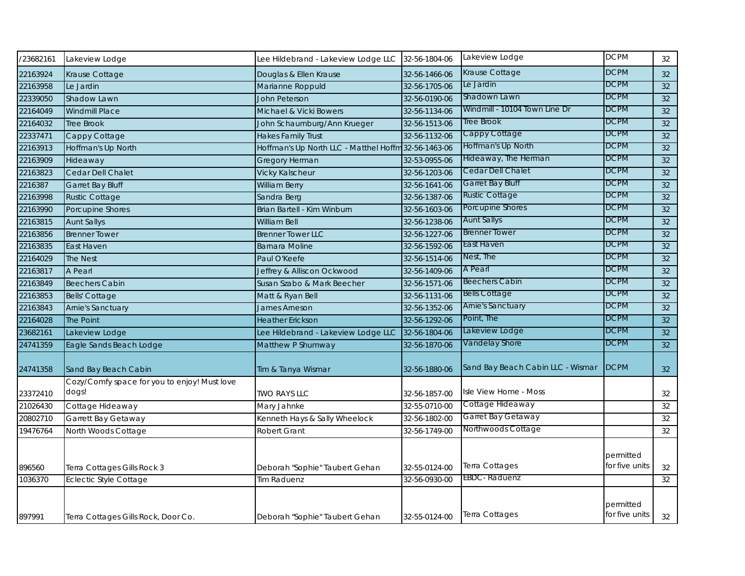| | | | | | | |
|---|---|---|---|---|---|---|
| /23682161 | Lakeview Lodge | Lee Hildebrand - Lakeview Lodge LLC | 32-56-1804-06 | Lakeview Lodge | DCPM | 32 |
| 22163924 | Krause Cottage | Douglas & Ellen Krause | 32-56-1466-06 | Krause Cottage | DCPM | 32 |
| 22163958 | Le Jardin | Marianne Roppuld | 32-56-1705-06 | Le Jardin | DCPM | 32 |
| 22339050 | Shadow Lawn | John Peterson | 32-56-0190-06 | Shadown Lawn | DCPM | 32 |
| 22164049 | Windmill Place | Michael & Vicki Bowers | 32-56-1134-06 | Windmill - 10104 Town Line Dr | DCPM | 32 |
| 22164032 | Tree Brook | John Schaumburg/Ann Krueger | 32-56-1513-06 | Tree Brook | DCPM | 32 |
| 22337471 | Cappy Cottage | Hakes Family Trust | 32-56-1132-06 | Cappy Cottage | DCPM | 32 |
| 22163913 | Hoffman's Up North | Hoffman's Up North LLC - Matthel Hoffm | 32-56-1463-06 | Hoffman's Up North | DCPM | 32 |
| 22163909 | Hideaway | Gregory Herman | 32-53-0955-06 | Hideaway, The Herman | DCPM | 32 |
| 22163823 | Cedar Dell Chalet | Vicky Kalscheur | 32-56-1203-06 | Cedar Dell Chalet | DCPM | 32 |
| 2216387 | Garret Bay Bluff | William Berry | 32-56-1641-06 | Garret Bay Bluff | DCPM | 32 |
| 22163998 | Rustic Cottage | Sandra Berg | 32-56-1387-06 | Rustic Cottage | DCPM | 32 |
| 22163990 | Porcupine Shores | Brian Bartell - Kim Winburn | 32-56-1603-06 | Porcupine Shores | DCPM | 32 |
| 22163815 | Aunt Sallys | William Bell | 32-56-1238-06 | Aunt Sallys | DCPM | 32 |
| 22163856 | Brenner Tower | Brenner Tower LLC | 32-56-1227-06 | Brenner Tower | DCPM | 32 |
| 22163835 | East Haven | Barnara Moline | 32-56-1592-06 | East Haven | DCPM | 32 |
| 22164029 | The Nest | Paul O'Keefe | 32-56-1514-06 | Nest, The | DCPM | 32 |
| 22163817 | A Pearl | Jeffrey & Alliscon Ockwood | 32-56-1409-06 | A Pearl | DCPM | 32 |
| 22163849 | Beechers Cabin | Susan Szabo & Mark Beecher | 32-56-1571-06 | Beechers Cabin | DCPM | 32 |
| 22163853 | Bells' Cottage | Matt & Ryan Bell | 32-56-1131-06 | Bells Cottage | DCPM | 32 |
| 22163843 | Arnie's Sanctuary | James Arneson | 32-56-1352-06 | Arnie's Sanctuary | DCPM | 32 |
| 22164028 | The Point | Heather Erickson | 32-56-1292-06 | Point, The | DCPM | 32 |
| 23682161 | Lakeview Lodge | Lee Hildebrand - Lakeview Lodge LLC | 32-56-1804-06 | Lakeview Lodge | DCPM | 32 |
| 24741359 | Eagle Sands Beach Lodge | Matthew P Shumway | 32-56-1870-06 | Vandelay Shore | DCPM | 32 |
| 24741358 | Sand Bay Beach Cabin | Tim & Tanya Wismar | 32-56-1880-06 | Sand Bay Beach Cabin LLC - Wismar | DCPM | 32 |
| 23372410 | Cozy/Comfy space for you to enjoy! Must love dogs! | TWO RAYS LLC | 32-56-1857-00 | Isle View Home - Moss | | 32 |
| 21026430 | Cottage Hideaway | Mary Jahnke | 32-55-0710-00 | Cottage Hideaway | | 32 |
| 20802710 | Garrett Bay Getaway | Kenneth Hays & Sally Wheelock | 32-56-1802-00 | Garret Bay Getaway | | 32 |
| 19476764 | North Woods Cottage | Robert Grant | 32-56-1749-00 | Northwoods Cottage | | 32 |
| 896560 | Terra Cottages Gills Rock 3 | Deborah "Sophie" Taubert Gehan | 32-55-0124-00 | Terra Cottages | permitted for five units | 32 |
| 1036370 | Eclectic Style Cottage | Tim Raduenz | 32-56-0930-00 | EBDC- Raduenz | | 32 |
| 897991 | Terra Cottages Gills Rock, Door Co. | Deborah "Sophie" Taubert Gehan | 32-55-0124-00 | Terra Cottages | permitted for five units | 32 |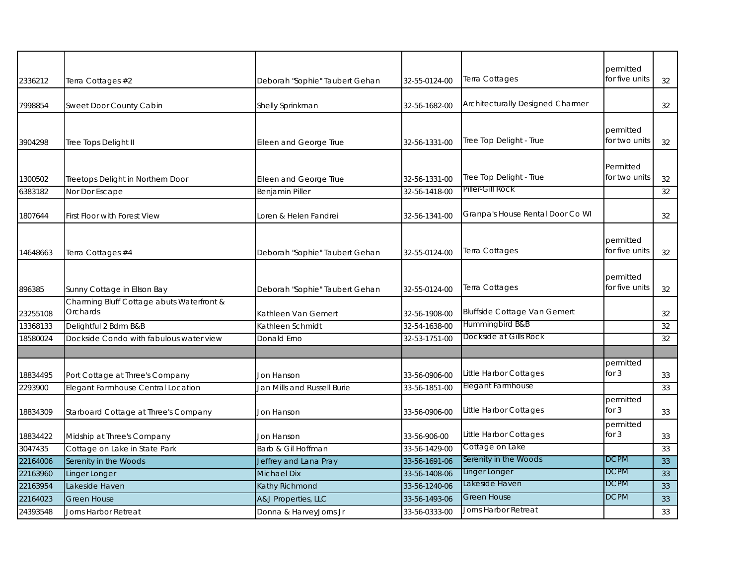| | | | | | | |
|---|---|---|---|---|---|---|
| 2336212 | Terra Cottages #2 | Deborah "Sophie" Taubert Gehan | 32-55-0124-00 | Terra Cottages | permitted for five units | 32 |
| 7998854 | Sweet Door County Cabin | Shelly Sprinkman | 32-56-1682-00 | Architecturally Designed Charmer | | 32 |
| 3904298 | Tree Tops Delight II | Eileen and George True | 32-56-1331-00 | Tree Top Delight - True | permitted for two units | 32 |
| 1300502 | Treetops Delight in Northern Door | Eileen and George True | 32-56-1331-00 | Tree Top Delight - True | Permitted for two units | 32 |
| 6383182 | Nor Dor Escape | Benjamin Piller | 32-56-1418-00 | Piller-Gill Rock | | 32 |
| 1807644 | First Floor with Forest View | Loren & Helen Fandrei | 32-56-1341-00 | Granpa's House Rental Door Co WI | | 32 |
| 14648663 | Terra Cottages #4 | Deborah "Sophie" Taubert Gehan | 32-55-0124-00 | Terra Cottages | permitted for five units | 32 |
| 896385 | Sunny Cottage in Ellson Bay | Deborah "Sophie" Taubert Gehan | 32-55-0124-00 | Terra Cottages | permitted for five units | 32 |
| 23255108 | Charming Bluff Cottage abuts Waterfront & Orchards | Kathleen Van Gemert | 32-56-1908-00 | Bluffside Cottage Van Gemert | | 32 |
| 13368133 | Delightful 2 Bdrm B&B | Kathleen Schmidt | 32-54-1638-00 | Hummingbird B&B | | 32 |
| 18580024 | Dockside Condo with fabulous water view | Donald Emo | 32-53-1751-00 | Dockside at Gills Rock | | 32 |
| | | | | | | |
| 18834495 | Port Cottage at Three's Company | Jon Hanson | 33-56-0906-00 | Little Harbor Cottages | permitted for 3 | 33 |
| 2293900 | Elegant Farmhouse Central Location | Jan Mills and Russell Burie | 33-56-1851-00 | Elegant Farmhouse | | 33 |
| 18834309 | Starboard Cottage at Three's Company | Jon Hanson | 33-56-0906-00 | Little Harbor Cottages | permitted for 3 | 33 |
| 18834422 | Midship at Three's Company | Jon Hanson | 33-56-906-00 | Little Harbor Cottages | permitted for 3 | 33 |
| 3047435 | Cottage on Lake in State Park | Barb & Gil Hoffman | 33-56-1429-00 | Cottage on Lake | | 33 |
| 22164006 | Serenity in the Woods | Jeffrey and Lana Pray | 33-56-1691-06 | Serenity in the Woods | DCPM | 33 |
| 22163960 | Linger Longer | Michael Dix | 33-56-1408-06 | Linger Longer | DCPM | 33 |
| 22163954 | Lakeside Haven | Kathy Richmond | 33-56-1240-06 | Lakeside Haven | DCPM | 33 |
| 22164023 | Green House | A&J Properties, LLC | 33-56-1493-06 | Green House | DCPM | 33 |
| 24393548 | Jorns Harbor Retreat | Donna & HarveyJorns Jr | 33-56-0333-00 | Jorns Harbor Retreat | | 33 |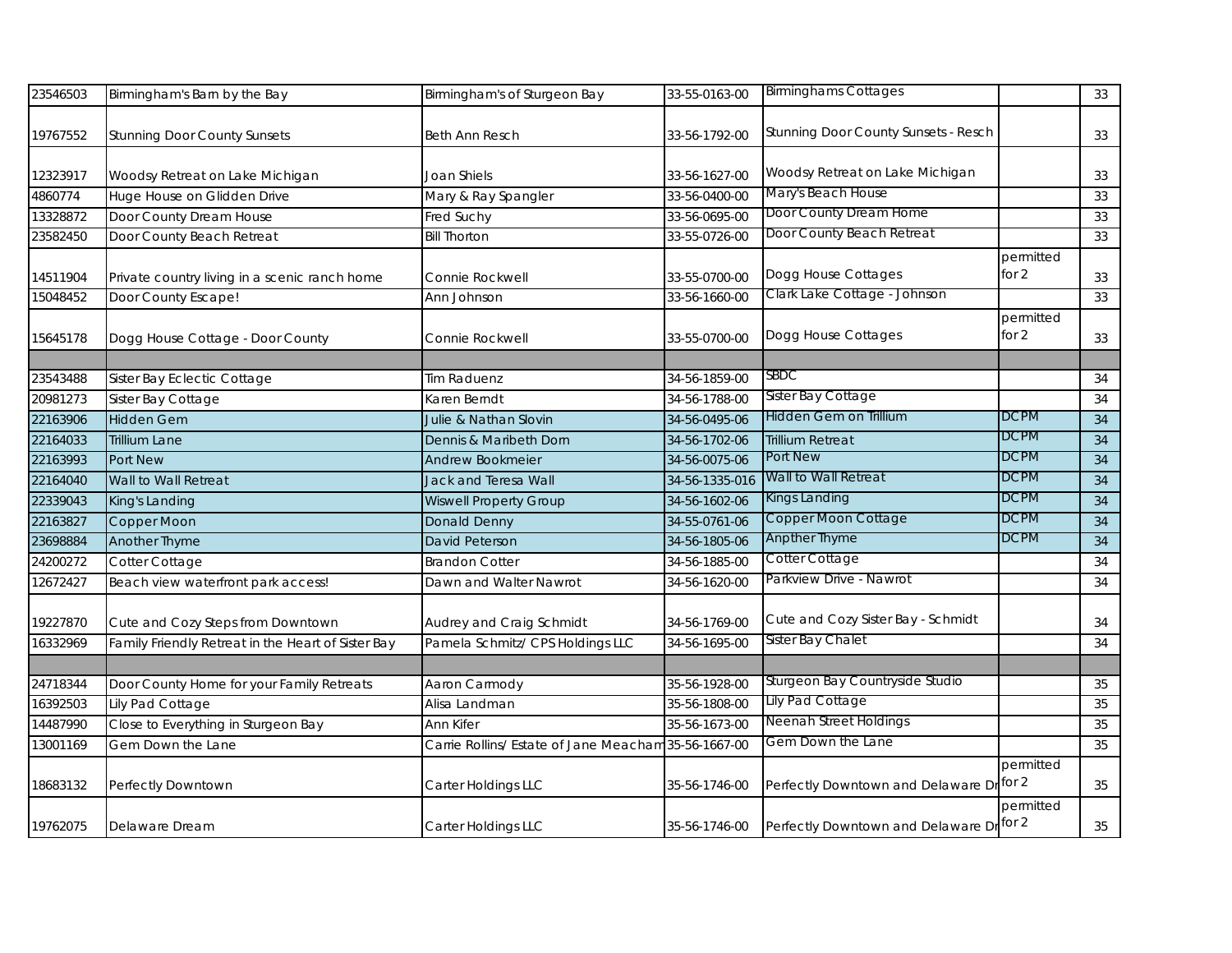| | | | | | | |
|---|---|---|---|---|---|---|
| 23546503 | Birmingham's Barn by the Bay | Birmingham's of Sturgeon Bay | 33-55-0163-00 | Birminghams Cottages | | 33 |
| 19767552 | Stunning Door County Sunsets | Beth Ann Resch | 33-56-1792-00 | Stunning Door County Sunsets - Resch | | 33 |
| 12323917 | Woodsy Retreat on Lake Michigan | Joan Shiels | 33-56-1627-00 | Woodsy Retreat on Lake Michigan | | 33 |
| 4860774 | Huge House on Glidden Drive | Mary & Ray Spangler | 33-56-0400-00 | Mary's Beach House | | 33 |
| 13328872 | Door County Dream House | Fred Suchy | 33-56-0695-00 | Door County Dream Home | | 33 |
| 23582450 | Door County Beach Retreat | Bill Thorton | 33-55-0726-00 | Door County Beach Retreat | | 33 |
| 14511904 | Private country living in a scenic ranch home | Connie Rockwell | 33-55-0700-00 | Dogg House Cottages | permitted for 2 | 33 |
| 15048452 | Door County Escape! | Ann Johnson | 33-56-1660-00 | Clark Lake Cottage - Johnson | | 33 |
| 15645178 | Dogg House Cottage - Door County | Connie Rockwell | 33-55-0700-00 | Dogg House Cottages | permitted for 2 | 33 |
| | | | | | | |
| 23543488 | Sister Bay Eclectic Cottage | Tim Raduenz | 34-56-1859-00 | SBDC | | 34 |
| 20981273 | Sister Bay Cottage | Karen Berndt | 34-56-1788-00 | Sister Bay Cottage | | 34 |
| 22163906 | Hidden Gem | Julie & Nathan Slovin | 34-56-0495-06 | Hidden Gem on Trillium | DCPM | 34 |
| 22164033 | Trillium Lane | Dennis & Maribeth Dorn | 34-56-1702-06 | Trillium Retreat | DCPM | 34 |
| 22163993 | Port New | Andrew Bookmeier | 34-56-0075-06 | Port New | DCPM | 34 |
| 22164040 | Wall to Wall Retreat | Jack and Teresa Wall | 34-56-1335-016 | Wall to Wall Retreat | DCPM | 34 |
| 22339043 | King's Landing | Wiswell Property Group | 34-56-1602-06 | Kings Landing | DCPM | 34 |
| 22163827 | Copper Moon | Donald Denny | 34-55-0761-06 | Copper Moon Cottage | DCPM | 34 |
| 23698884 | Another Thyme | David Peterson | 34-56-1805-06 | Anpther Thyme | DCPM | 34 |
| 24200272 | Cotter Cottage | Brandon Cotter | 34-56-1885-00 | Cotter Cottage | | 34 |
| 12672427 | Beach view waterfront park access! | Dawn and Walter Nawrot | 34-56-1620-00 | Parkview Drive - Nawrot | | 34 |
| 19227870 | Cute and Cozy Steps from Downtown | Audrey and Craig Schmidt | 34-56-1769-00 | Cute and Cozy Sister Bay - Schmidt | | 34 |
| 16332969 | Family Friendly Retreat in the Heart of Sister Bay | Pamela Schmitz/ CPS Holdings LLC | 34-56-1695-00 | Sister Bay Chalet | | 34 |
| | | | | | | |
| 24718344 | Door County Home for your Family Retreats | Aaron Carmody | 35-56-1928-00 | Sturgeon Bay Countryside Studio | | 35 |
| 16392503 | Lily Pad Cottage | Alisa Landman | 35-56-1808-00 | Lily Pad Cottage | | 35 |
| 14487990 | Close to Everything in Sturgeon Bay | Ann Kifer | 35-56-1673-00 | Neenah Street Holdings | | 35 |
| 13001169 | Gem Down the Lane | Carrie Rollins/ Estate of Jane Meacham | 35-56-1667-00 | Gem Down the Lane | | 35 |
| 18683132 | Perfectly Downtown | Carter Holdings LLC | 35-56-1746-00 | Perfectly Downtown and Delaware Dr | permitted for 2 | 35 |
| 19762075 | Delaware Dream | Carter Holdings LLC | 35-56-1746-00 | Perfectly Downtown and Delaware Dr | permitted for 2 | 35 |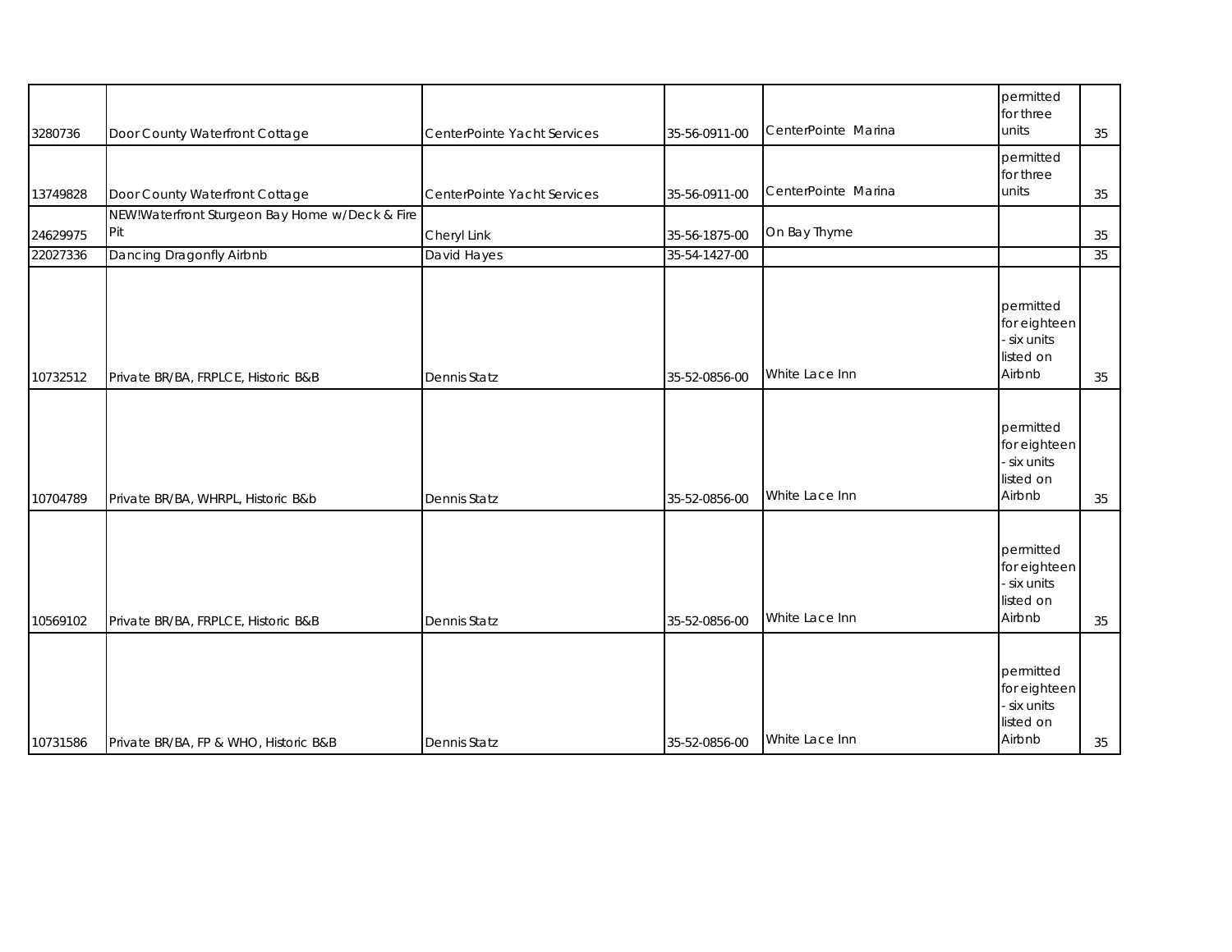| | | | | | | |
|---|---|---|---|---|---|---|
| 3280736 | Door County Waterfront Cottage | CenterPointe Yacht Services | 35-56-0911-00 | CenterPointe Marina | permitted for three units | 35 |
| 13749828 | Door County Waterfront Cottage | CenterPointe Yacht Services | 35-56-0911-00 | CenterPointe Marina | permitted for three units | 35 |
| 24629975 | NEW!Waterfront Sturgeon Bay Home w/Deck & Fire Pit | Cheryl Link | 35-56-1875-00 | On Bay Thyme | | 35 |
| 22027336 | Dancing Dragonfly Airbnb | David Hayes | 35-54-1427-00 | | | 35 |
| 10732512 | Private BR/BA, FRPLCE, Historic B&B | Dennis Statz | 35-52-0856-00 | White Lace Inn | permitted for eighteen - six units listed on Airbnb | 35 |
| 10704789 | Private BR/BA, WHRPL, Historic B&b | Dennis Statz | 35-52-0856-00 | White Lace Inn | permitted for eighteen - six units listed on Airbnb | 35 |
| 10569102 | Private BR/BA, FRPLCE, Historic B&B | Dennis Statz | 35-52-0856-00 | White Lace Inn | permitted for eighteen - six units listed on Airbnb | 35 |
| 10731586 | Private BR/BA, FP & WHO, Historic B&B | Dennis Statz | 35-52-0856-00 | White Lace Inn | permitted for eighteen - six units listed on Airbnb | 35 |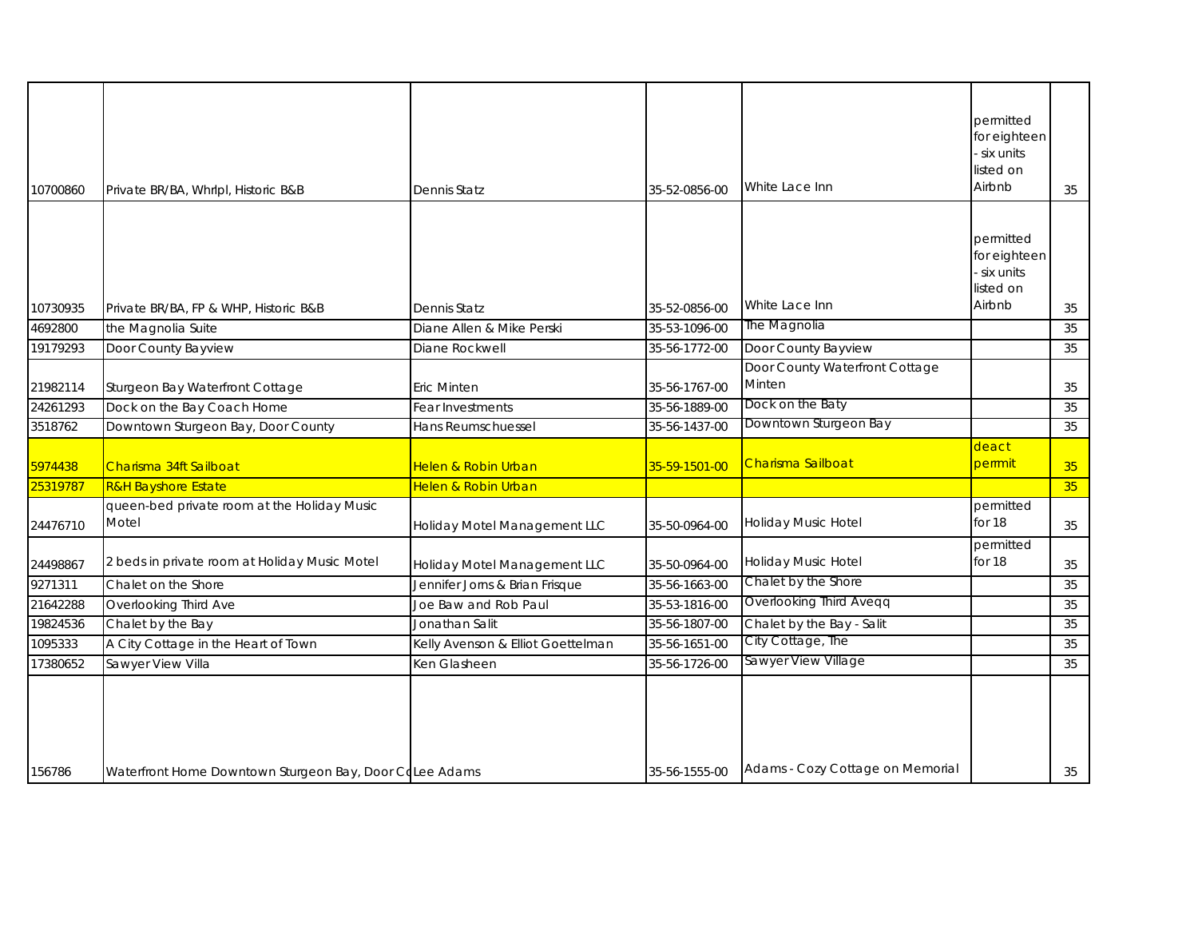| | | | | | | |
|---|---|---|---|---|---|---|
| 10700860 | Private BR/BA, Whrlpl, Historic B&B | Dennis Statz | 35-52-0856-00 | White Lace Inn | permitted for eighteen - six units listed on Airbnb | 35 |
| 10730935 | Private BR/BA, FP & WHP, Historic B&B | Dennis Statz | 35-52-0856-00 | White Lace Inn | permitted for eighteen - six units listed on Airbnb | 35 |
| 4692800 | the Magnolia Suite | Diane Allen & Mike Perski | 35-53-1096-00 | The Magnolia | | 35 |
| 19179293 | Door County Bayview | Diane Rockwell | 35-56-1772-00 | Door County Bayview | | 35 |
| 21982114 | Sturgeon Bay Waterfront Cottage | Eric Minten | 35-56-1767-00 | Door County Waterfront Cottage Minten | | 35 |
| 24261293 | Dock on the Bay Coach Home | Fear Investments | 35-56-1889-00 | Dock on the Baty | | 35 |
| 3518762 | Downtown Sturgeon Bay, Door County | Hans Reumschuessel | 35-56-1437-00 | Downtown Sturgeon Bay | | 35 |
| 5974438 | Charisma 34ft Sailboat | Helen & Robin Urban | 35-59-1501-00 | Charisma Sailboat | deact permit | 35 |
| 25319787 | R&H Bayshore Estate | Helen & Robin Urban | | | | 35 |
| 24476710 | queen-bed private room at the Holiday Music Motel | Holiday Motel Management LLC | 35-50-0964-00 | Holiday Music Hotel | permitted for 18 | 35 |
| 24498867 | 2 beds in private room at Holiday Music Motel | Holiday Motel Management LLC | 35-50-0964-00 | Holiday Music Hotel | permitted for 18 | 35 |
| 9271311 | Chalet on the Shore | Jennifer Jorns & Brian Frisque | 35-56-1663-00 | Chalet by the Shore | | 35 |
| 21642288 | Overlooking Third Ave | Joe Baw and Rob Paul | 35-53-1816-00 | Overlooking Third Aveqq | | 35 |
| 19824536 | Chalet by the Bay | Jonathan Salit | 35-56-1807-00 | Chalet by the Bay - Salit | | 35 |
| 1095333 | A City Cottage in the Heart of Town | Kelly Avenson & Elliot Goettelman | 35-56-1651-00 | City Cottage, The | | 35 |
| 17380652 | Sawyer View Villa | Ken Glasheen | 35-56-1726-00 | Sawyer View Village | | 35 |
| 156786 | Waterfront Home Downtown Sturgeon Bay, Door Co | Lee Adams | 35-56-1555-00 | Adams - Cozy Cottage on Memorial | | 35 |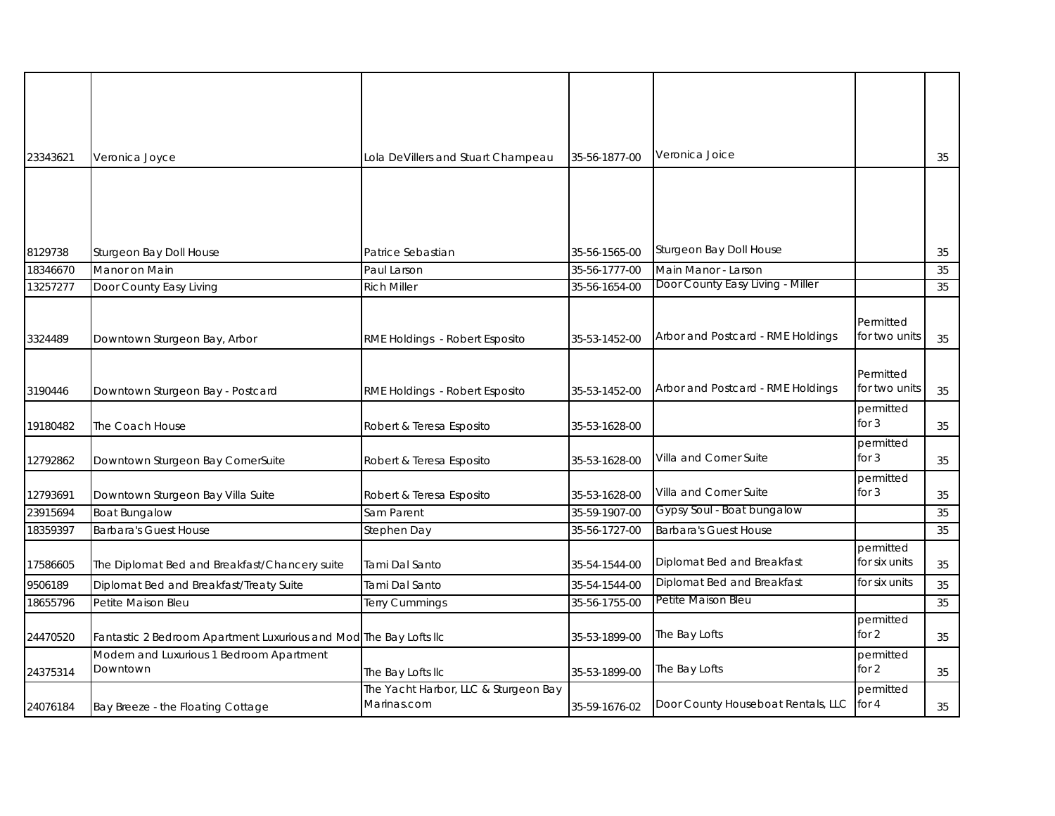| | | | | | | |
|---|---|---|---|---|---|---|
| 23343621 | Veronica Joyce | Lola DeVillers and Stuart Champeau | 35-56-1877-00 | Veronica Joice | | 35 |
| 8129738 | Sturgeon Bay Doll House | Patrice Sebastian | 35-56-1565-00 | Sturgeon Bay Doll House | | 35 |
| 18346670 | Manor on Main | Paul Larson | 35-56-1777-00 | Main Manor - Larson | | 35 |
| 13257277 | Door County Easy Living | Rich Miller | 35-56-1654-00 | Door County Easy Living - Miller | | 35 |
| 3324489 | Downtown Sturgeon Bay, Arbor | RME Holdings - Robert Esposito | 35-53-1452-00 | Arbor and Postcard - RME Holdings | Permitted for two units | 35 |
| 3190446 | Downtown Sturgeon Bay - Postcard | RME Holdings - Robert Esposito | 35-53-1452-00 | Arbor and Postcard - RME Holdings | Permitted for two units | 35 |
| 19180482 | The Coach House | Robert & Teresa Esposito | 35-53-1628-00 | | permitted for 3 | 35 |
| 12792862 | Downtown Sturgeon Bay CornerSuite | Robert & Teresa Esposito | 35-53-1628-00 | Villa and Corner Suite | permitted for 3 | 35 |
| 12793691 | Downtown Sturgeon Bay Villa Suite | Robert & Teresa Esposito | 35-53-1628-00 | Villa and Corner Suite | permitted for 3 | 35 |
| 23915694 | Boat Bungalow | Sam Parent | 35-59-1907-00 | Gypsy Soul - Boat bungalow | | 35 |
| 18359397 | Barbara's Guest House | Stephen Day | 35-56-1727-00 | Barbara's Guest House | | 35 |
| 17586605 | The Diplomat Bed and Breakfast/Chancery suite | Tami Dal Santo | 35-54-1544-00 | Diplomat Bed and Breakfast | permitted for six units | 35 |
| 9506189 | Diplomat Bed and Breakfast/Treaty Suite | Tami Dal Santo | 35-54-1544-00 | Diplomat Bed and Breakfast | for six units | 35 |
| 18655796 | Petite Maison Bleu | Terry Cummings | 35-56-1755-00 | Petite Maison Bleu | | 35 |
| 24470520 | Fantastic 2 Bedroom Apartment Luxurious and Mod | The Bay Lofts llc | 35-53-1899-00 | The Bay Lofts | permitted for 2 | 35 |
| 24375314 | Modern and Luxurious 1 Bedroom Apartment Downtown | The Bay Lofts llc | 35-53-1899-00 | The Bay Lofts | permitted for 2 | 35 |
| 24076184 | Bay Breeze - the Floating Cottage | The Yacht Harbor, LLC & Sturgeon Bay Marinas.com | 35-59-1676-02 | Door County Houseboat Rentals, LLC | permitted for 4 | 35 |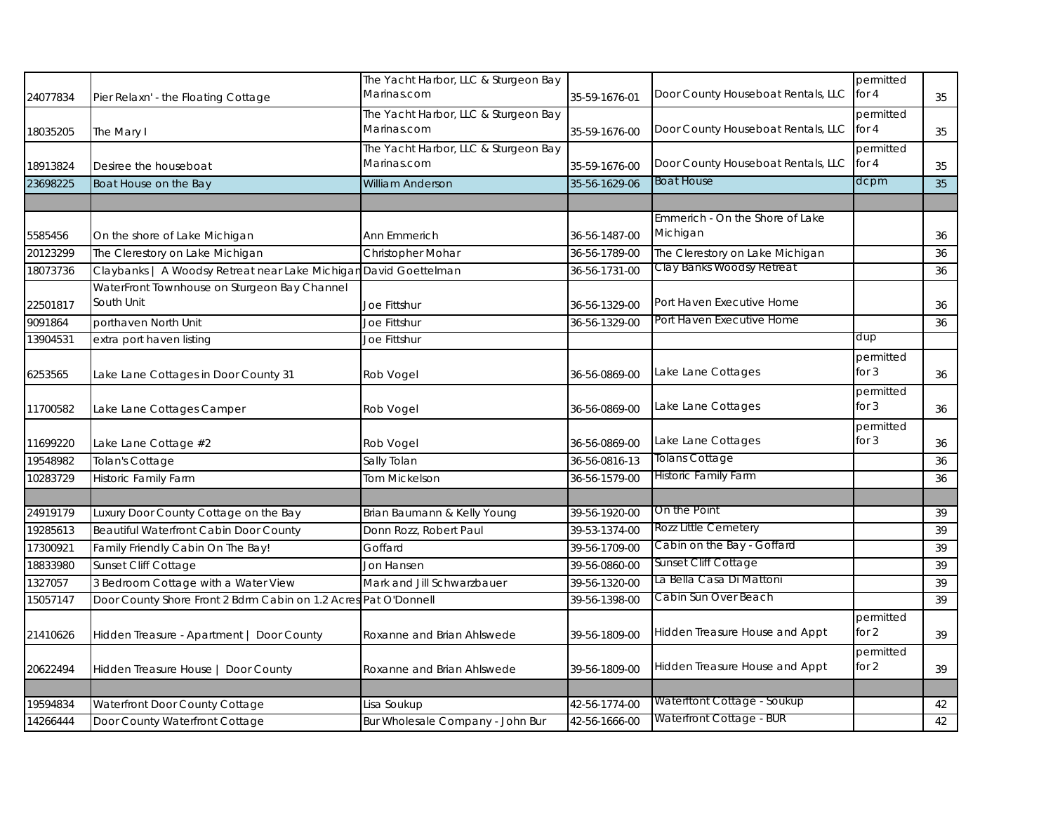| | | | | | | |
|---|---|---|---|---|---|---|
| 24077834 | Pier Relaxn' - the Floating Cottage | The Yacht Harbor, LLC & Sturgeon Bay Marinas.com | 35-59-1676-01 | Door County Houseboat Rentals, LLC | permitted for 4 | 35 |
| 18035205 | The Mary I | The Yacht Harbor, LLC & Sturgeon Bay Marinas.com | 35-59-1676-00 | Door County Houseboat Rentals, LLC | permitted for 4 | 35 |
| 18913824 | Desiree the houseboat | The Yacht Harbor, LLC & Sturgeon Bay Marinas.com | 35-59-1676-00 | Door County Houseboat Rentals, LLC | permitted for 4 | 35 |
| 23698225 | Boat House on the Bay | William Anderson | 35-56-1629-06 | Boat House | dcpm | 35 |
| | | | | | | |
| 5585456 | On the shore of Lake Michigan | Ann Emmerich | 36-56-1487-00 | Emmerich - On the Shore of Lake Michigan | | 36 |
| 20123299 | The Clerestory on Lake Michigan | Christopher Mohar | 36-56-1789-00 | The Clerestory on Lake Michigan | | 36 |
| 18073736 | Claybanks \| A Woodsy Retreat near Lake Michigan | David Goettelman | 36-56-1731-00 | Clay Banks Woodsy Retreat | | 36 |
| 22501817 | WaterFront Townhouse on Sturgeon Bay Channel South Unit | Joe Fittshur | 36-56-1329-00 | Port Haven Executive Home | | 36 |
| 9091864 | porthaven North Unit | Joe Fittshur | 36-56-1329-00 | Port Haven Executive Home | | 36 |
| 13904531 | extra port haven listing | Joe Fittshur | | | dup | |
| 6253565 | Lake Lane Cottages in Door County 31 | Rob Vogel | 36-56-0869-00 | Lake Lane Cottages | permitted for 3 | 36 |
| 11700582 | Lake Lane Cottages Camper | Rob Vogel | 36-56-0869-00 | Lake Lane Cottages | permitted for 3 | 36 |
| 11699220 | Lake Lane Cottage #2 | Rob Vogel | 36-56-0869-00 | Lake Lane Cottages | permitted for 3 | 36 |
| 19548982 | Tolan's Cottage | Sally Tolan | 36-56-0816-13 | Tolans Cottage | | 36 |
| 10283729 | Historic Family Farm | Tom Mickelson | 36-56-1579-00 | Historic Family Farm | | 36 |
| | | | | | | |
| 24919179 | Luxury Door County Cottage on the Bay | Brian Baumann & Kelly Young | 39-56-1920-00 | On the Point | | 39 |
| 19285613 | Beautiful Waterfront Cabin Door County | Donn Rozz, Robert Paul | 39-53-1374-00 | Rozz Little Cemetery | | 39 |
| 17300921 | Family Friendly Cabin On The Bay! | Goffard | 39-56-1709-00 | Cabin on the Bay - Goffard | | 39 |
| 18833980 | Sunset Cliff Cottage | Jon Hansen | 39-56-0860-00 | Sunset Cliff Cottage | | 39 |
| 1327057 | 3 Bedroom Cottage with a Water View | Mark and Jill Schwarzbauer | 39-56-1320-00 | La Bella Casa Di Mattoni | | 39 |
| 15057147 | Door County Shore Front 2 Bdrm Cabin on 1.2 Acres | Pat O'Donnell | 39-56-1398-00 | Cabin Sun Over Beach | | 39 |
| 21410626 | Hidden Treasure - Apartment \| Door County | Roxanne and Brian Ahlswede | 39-56-1809-00 | Hidden Treasure House and Appt | permitted for 2 | 39 |
| 20622494 | Hidden Treasure House \| Door County | Roxanne and Brian Ahlswede | 39-56-1809-00 | Hidden Treasure House and Appt | permitted for 2 | 39 |
| | | | | | | |
| 19594834 | Waterfront Door County Cottage | Lisa Soukup | 42-56-1774-00 | Waterftont Cottage - Soukup | | 42 |
| 14266444 | Door County Waterfront Cottage | Bur Wholesale Company - John Bur | 42-56-1666-00 | Waterfront Cottage - BUR | | 42 |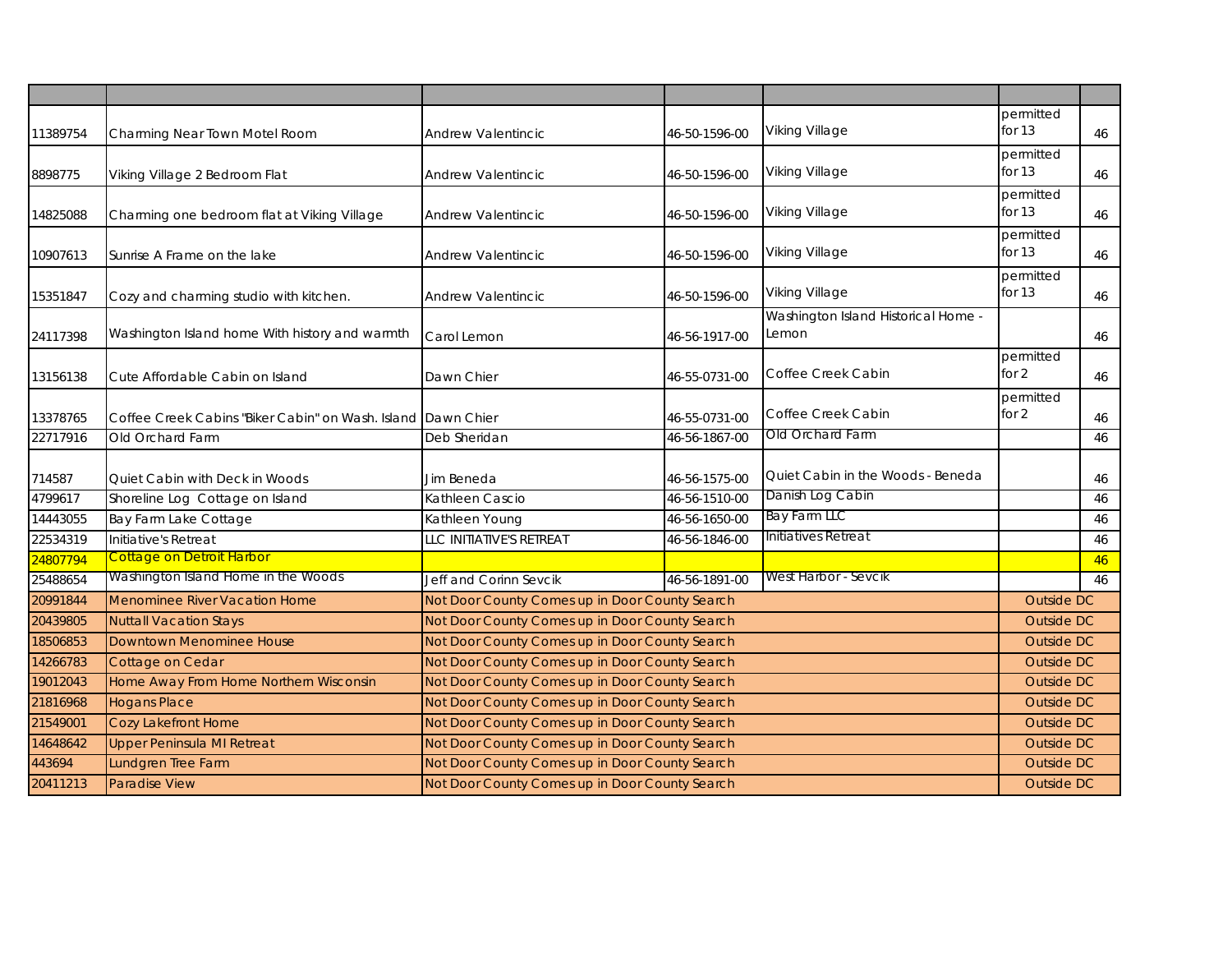| | | | | | | |
|---|---|---|---|---|---|---|
| 11389754 | Charming Near Town Motel Room | Andrew Valentincic | 46-50-1596-00 | Viking Village | permitted for 13 | 46 |
| 8898775 | Viking Village 2 Bedroom Flat | Andrew Valentincic | 46-50-1596-00 | Viking Village | permitted for 13 | 46 |
| 14825088 | Charming one bedroom flat at Viking Village | Andrew Valentincic | 46-50-1596-00 | Viking Village | permitted for 13 | 46 |
| 10907613 | Sunrise A Frame on the lake | Andrew Valentincic | 46-50-1596-00 | Viking Village | permitted for 13 | 46 |
| 15351847 | Cozy and charming studio with kitchen. | Andrew Valentincic | 46-50-1596-00 | Viking Village | permitted for 13 | 46 |
| 24117398 | Washington Island home With history and warmth | Carol Lemon | 46-56-1917-00 | Washington Island Historical Home - Lemon | | 46 |
| 13156138 | Cute Affordable Cabin on Island | Dawn Chier | 46-55-0731-00 | Coffee Creek Cabin | permitted for 2 | 46 |
| 13378765 | Coffee Creek Cabins "Biker Cabin" on Wash. Island | Dawn Chier | 46-55-0731-00 | Coffee Creek Cabin | permitted for 2 | 46 |
| 22717916 | Old Orchard Farm | Deb Sheridan | 46-56-1867-00 | Old Orchard Farm | | 46 |
| 714587 | Quiet Cabin with Deck in Woods | Jim Beneda | 46-56-1575-00 | Quiet Cabin in the Woods - Beneda | | 46 |
| 4799617 | Shoreline Log Cottage on Island | Kathleen Cascio | 46-56-1510-00 | Danish Log Cabin | | 46 |
| 14443055 | Bay Farm Lake Cottage | Kathleen Young | 46-56-1650-00 | Bay Farm LLC | | 46 |
| 22534319 | Initiative's Retreat | LLC INITIATIVE'S RETREAT | 46-56-1846-00 | Initiatives Retreat | | 46 |
| 24807794 | Cottage on Detroit Harbor | | | | | 46 |
| 25488654 | Washington Island Home in the Woods | Jeff and Corinn Sevcik | 46-56-1891-00 | West Harbor - Sevcik | | 46 |
| 20991844 | Menominee River Vacation Home | Not Door County Comes up in Door County Search | | | Outside DC | |
| 20439805 | Nuttall Vacation Stays | Not Door County Comes up in Door County Search | | | Outside DC | |
| 18506853 | Downtown Menominee House | Not Door County Comes up in Door County Search | | | Outside DC | |
| 14266783 | Cottage on Cedar | Not Door County Comes up in Door County Search | | | Outside DC | |
| 19012043 | Home Away From Home Northern Wisconsin | Not Door County Comes up in Door County Search | | | Outside DC | |
| 21816968 | Hogans Place | Not Door County Comes up in Door County Search | | | Outside DC | |
| 21549001 | Cozy Lakefront Home | Not Door County Comes up in Door County Search | | | Outside DC | |
| 14648642 | Upper Peninsula MI Retreat | Not Door County Comes up in Door County Search | | | Outside DC | |
| 443694 | Lundgren Tree Farm | Not Door County Comes up in Door County Search | | | Outside DC | |
| 20411213 | Paradise View | Not Door County Comes up in Door County Search | | | Outside DC | |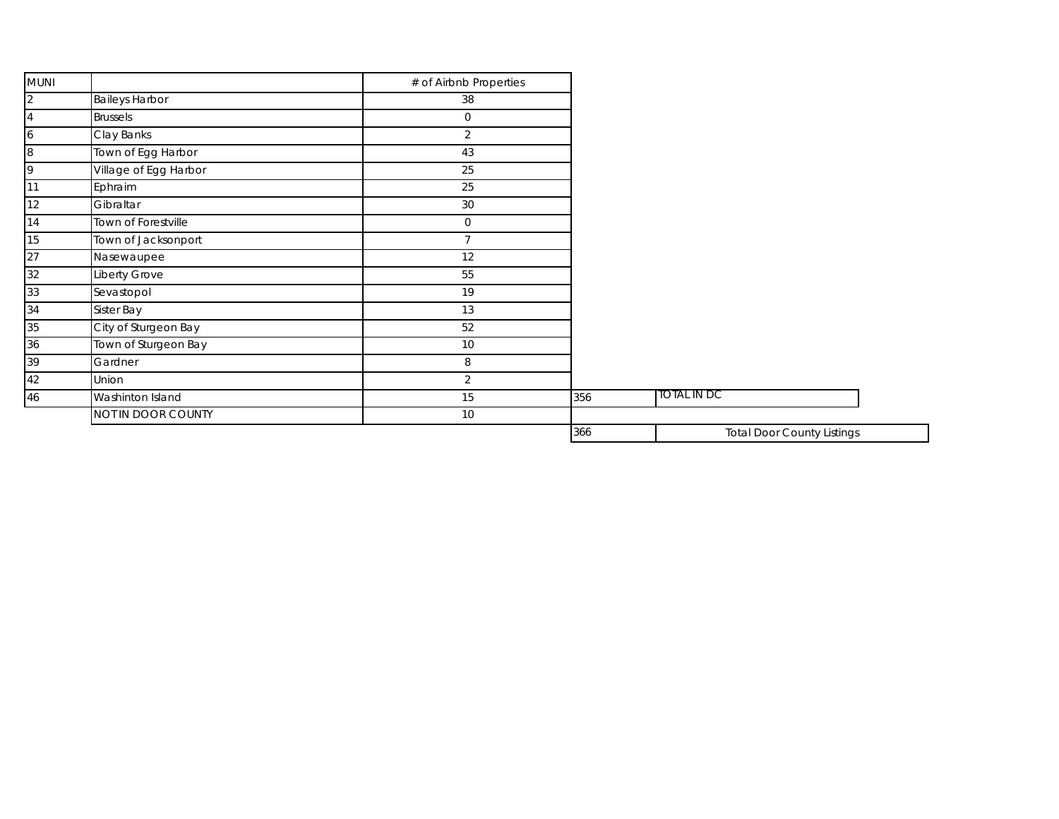| MUNI | | # of Airbnb Properties | | |
|---|---|---|---|---|
| 2 | Baileys Harbor | 38 | | |
| 4 | Brussels | 0 | | |
| 6 | Clay Banks | 2 | | |
| 8 | Town of Egg Harbor | 43 | | |
| 9 | Village of Egg Harbor | 25 | | |
| 11 | Ephraim | 25 | | |
| 12 | Gibraltar | 30 | | |
| 14 | Town of Forestville | 0 | | |
| 15 | Town of Jacksonport | 7 | | |
| 27 | Nasewaupee | 12 | | |
| 32 | Liberty Grove | 55 | | |
| 33 | Sevastopol | 19 | | |
| 34 | Sister Bay | 13 | | |
| 35 | City of Sturgeon Bay | 52 | | |
| 36 | Town of Sturgeon Bay | 10 | | |
| 39 | Gardner | 8 | | |
| 42 | Union | 2 | | |
| 46 | Washinton Island | 15 | 356 | TOTAL IN DC |
| | NOT IN DOOR COUNTY | 10 | | |
| | | | 366 | Total Door County Listings |